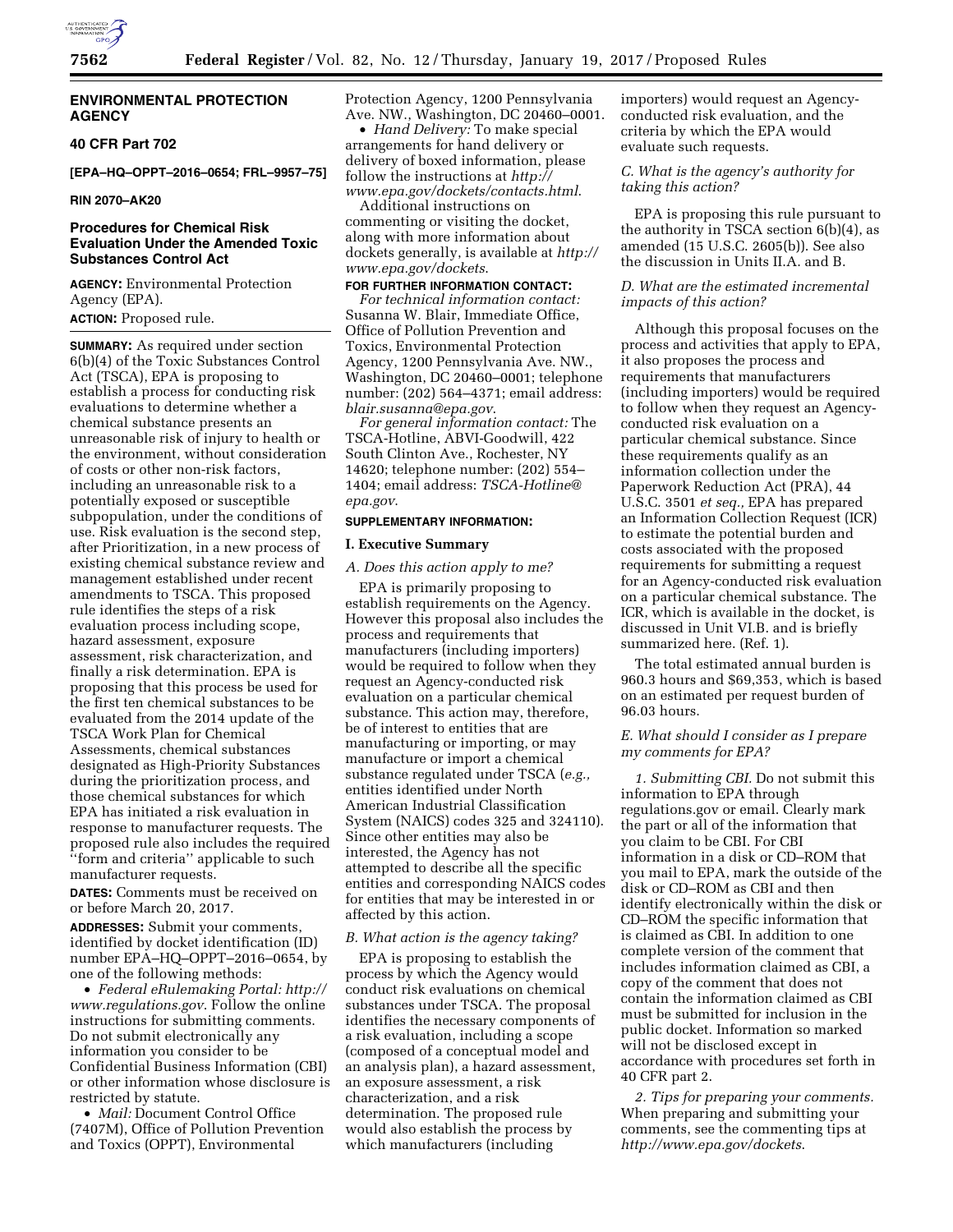**ENVIRONMENTAL PROTECTION AGENCY**

**40 CFR Part 702**

**[EPA–HQ–OPPT–2016–0654; FRL–9957–75]**

**RIN 2070–AK20**

# Procedures for Chemical Risk Evaluation Under the Amended Toxic Substances Control Act

**AGENCY:** Environmental Protection Agency (EPA).

**ACTION:** Proposed rule.

**SUMMARY:** As required under section 6(b)(4) of the Toxic Substances Control Act (TSCA), EPA is proposing to establish a process for conducting risk evaluations to determine whether a chemical substance presents an unreasonable risk of injury to health or the environment, without consideration of costs or other non-risk factors, including an unreasonable risk to a potentially exposed or susceptible subpopulation, under the conditions of use. Risk evaluation is the second step, after Prioritization, in a new process of existing chemical substance review and management established under recent amendments to TSCA. This proposed rule identifies the steps of a risk evaluation process including scope, hazard assessment, exposure assessment, risk characterization, and finally a risk determination. EPA is proposing that this process be used for the first ten chemical substances to be evaluated from the 2014 update of the TSCA Work Plan for Chemical Assessments, chemical substances designated as High-Priority Substances during the prioritization process, and those chemical substances for which EPA has initiated a risk evaluation in response to manufacturer requests. The proposed rule also includes the required "form and criteria" applicable to such manufacturer requests.

**DATES:** Comments must be received on or before March 20, 2017.

**ADDRESSES:** Submit your comments, identified by docket identification (ID) number EPA–HQ–OPPT–2016–0654, by one of the following methods:

- *Federal eRulemaking Portal: http://www.regulations.gov*. Follow the online instructions for submitting comments. Do not submit electronically any information you consider to be Confidential Business Information (CBI) or other information whose disclosure is restricted by statute.
- *Mail:* Document Control Office (7407M), Office of Pollution Prevention and Toxics (OPPT), Environmental Protection Agency, 1200 Pennsylvania Ave. NW., Washington, DC 20460–0001.
- *Hand Delivery:* To make special arrangements for hand delivery or delivery of boxed information, please follow the instructions at *http://www.epa.gov/dockets/contacts.html*.

Additional instructions on commenting or visiting the docket, along with more information about dockets generally, is available at *http://www.epa.gov/dockets*.

**FOR FURTHER INFORMATION CONTACT:**

*For technical information contact:* Susanna W. Blair, Immediate Office, Office of Pollution Prevention and Toxics, Environmental Protection Agency, 1200 Pennsylvania Ave. NW., Washington, DC 20460–0001; telephone number: (202) 564–4371; email address: *blair.susanna@epa.gov*.

*For general information contact:* The TSCA-Hotline, ABVI-Goodwill, 422 South Clinton Ave., Rochester, NY 14620; telephone number: (202) 554–1404; email address: *TSCA-Hotline@epa.gov*.

**SUPPLEMENTARY INFORMATION:**

## I. Executive Summary

### *A. Does this action apply to me?*

EPA is primarily proposing to establish requirements on the Agency. However this proposal also includes the process and requirements that manufacturers (including importers) would be required to follow when they request an Agency-conducted risk evaluation on a particular chemical substance. This action may, therefore, be of interest to entities that are manufacturing or importing, or may manufacture or import a chemical substance regulated under TSCA (*e.g.,* entities identified under North American Industrial Classification System (NAICS) codes 325 and 324110). Since other entities may also be interested, the Agency has not attempted to describe all the specific entities and corresponding NAICS codes for entities that may be interested in or affected by this action.

### *B. What action is the agency taking?*

EPA is proposing to establish the process by which the Agency would conduct risk evaluations on chemical substances under TSCA. The proposal identifies the necessary components of a risk evaluation, including a scope (composed of a conceptual model and an analysis plan), a hazard assessment, an exposure assessment, a risk characterization, and a risk determination. The proposed rule would also establish the process by which manufacturers (including importers) would request an Agency-conducted risk evaluation, and the criteria by which the EPA would evaluate such requests.

### *C. What is the agency's authority for taking this action?*

EPA is proposing this rule pursuant to the authority in TSCA section 6(b)(4), as amended (15 U.S.C. 2605(b)). See also the discussion in Units II.A. and B.

### *D. What are the estimated incremental impacts of this action?*

Although this proposal focuses on the process and activities that apply to EPA, it also proposes the process and requirements that manufacturers (including importers) would be required to follow when they request an Agency-conducted risk evaluation on a particular chemical substance. Since these requirements qualify as an information collection under the Paperwork Reduction Act (PRA), 44 U.S.C. 3501 *et seq.,* EPA has prepared an Information Collection Request (ICR) to estimate the potential burden and costs associated with the proposed requirements for submitting a request for an Agency-conducted risk evaluation on a particular chemical substance. The ICR, which is available in the docket, is discussed in Unit VI.B. and is briefly summarized here. (Ref. 1).

The total estimated annual burden is 960.3 hours and $69,353, which is based on an estimated per request burden of 96.03 hours.

### *E. What should I consider as I prepare my comments for EPA?*

*1. Submitting CBI.* Do not submit this information to EPA through regulations.gov or email. Clearly mark the part or all of the information that you claim to be CBI. For CBI information in a disk or CD–ROM that you mail to EPA, mark the outside of the disk or CD–ROM as CBI and then identify electronically within the disk or CD–ROM the specific information that is claimed as CBI. In addition to one complete version of the comment that includes information claimed as CBI, a copy of the comment that does not contain the information claimed as CBI must be submitted for inclusion in the public docket. Information so marked will not be disclosed except in accordance with procedures set forth in 40 CFR part 2.

*2. Tips for preparing your comments.* When preparing and submitting your comments, see the commenting tips at *http://www.epa.gov/dockets*.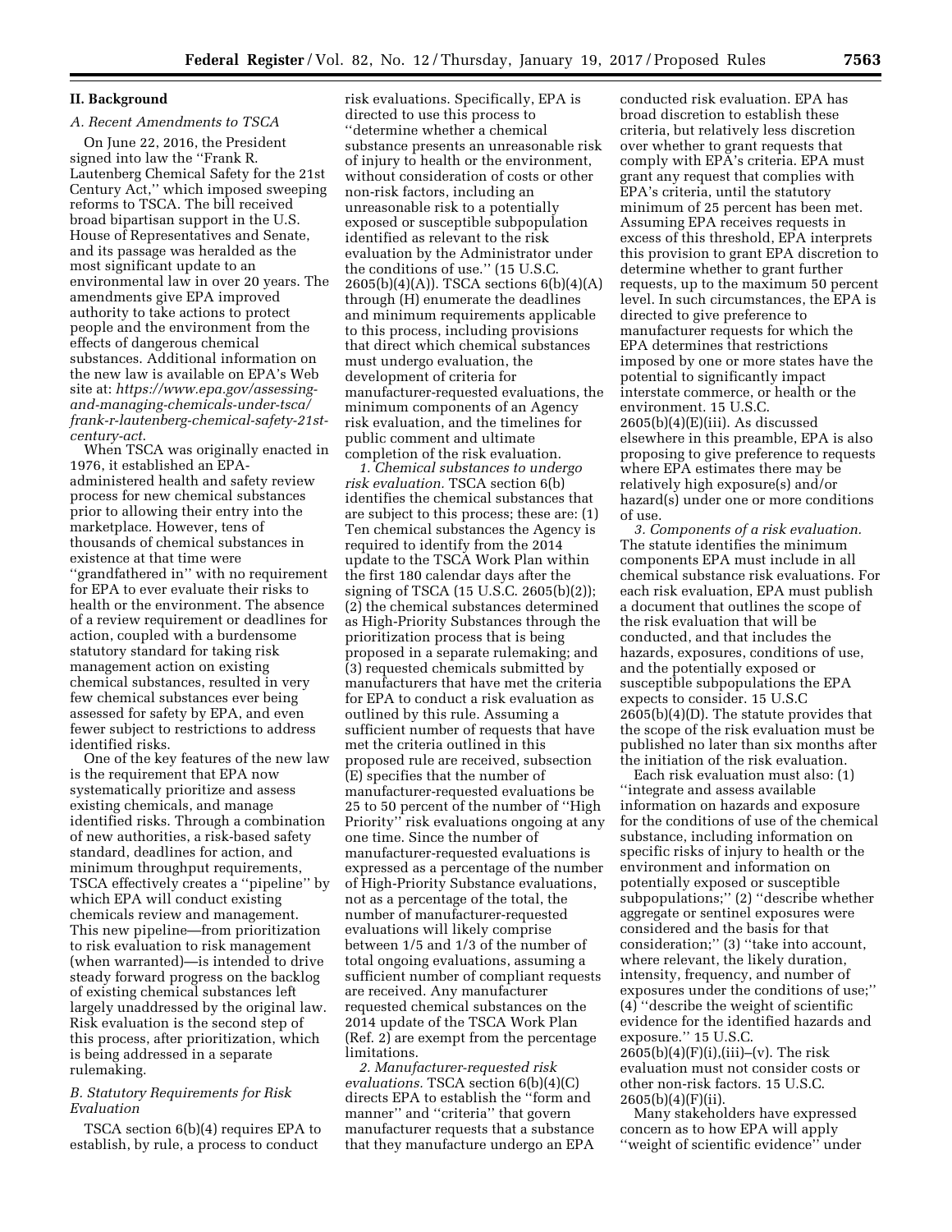## II. Background

### A. Recent Amendments to TSCA

On June 22, 2016, the President signed into law the ''Frank R. Lautenberg Chemical Safety for the 21st Century Act,'' which imposed sweeping reforms to TSCA. The bill received broad bipartisan support in the U.S. House of Representatives and Senate, and its passage was heralded as the most significant update to an environmental law in over 20 years. The amendments give EPA improved authority to take actions to protect people and the environment from the effects of dangerous chemical substances. Additional information on the new law is available on EPA's Web site at: *https://www.epa.gov/assessing-and-managing-chemicals-under-tsca/frank-r-lautenberg-chemical-safety-21st-century-act*.

When TSCA was originally enacted in 1976, it established an EPA-administered health and safety review process for new chemical substances prior to allowing their entry into the marketplace. However, tens of thousands of chemical substances in existence at that time were ''grandfathered in'' with no requirement for EPA to ever evaluate their risks to health or the environment. The absence of a review requirement or deadlines for action, coupled with a burdensome statutory standard for taking risk management action on existing chemical substances, resulted in very few chemical substances ever being assessed for safety by EPA, and even fewer subject to restrictions to address identified risks.

One of the key features of the new law is the requirement that EPA now systematically prioritize and assess existing chemicals, and manage identified risks. Through a combination of new authorities, a risk-based safety standard, deadlines for action, and minimum throughput requirements, TSCA effectively creates a ''pipeline'' by which EPA will conduct existing chemicals review and management. This new pipeline—from prioritization to risk evaluation to risk management (when warranted)—is intended to drive steady forward progress on the backlog of existing chemical substances left largely unaddressed by the original law. Risk evaluation is the second step of this process, after prioritization, which is being addressed in a separate rulemaking.

### B. Statutory Requirements for Risk Evaluation

TSCA section 6(b)(4) requires EPA to establish, by rule, a process to conduct risk evaluations. Specifically, EPA is directed to use this process to ''determine whether a chemical substance presents an unreasonable risk of injury to health or the environment, without consideration of costs or other non-risk factors, including an unreasonable risk to a potentially exposed or susceptible subpopulation identified as relevant to the risk evaluation by the Administrator under the conditions of use.'' (15 U.S.C. 2605(b)(4)(A)). TSCA sections 6(b)(4)(A) through (H) enumerate the deadlines and minimum requirements applicable to this process, including provisions that direct which chemical substances must undergo evaluation, the development of criteria for manufacturer-requested evaluations, the minimum components of an Agency risk evaluation, and the timelines for public comment and ultimate completion of the risk evaluation.

*1. Chemical substances to undergo risk evaluation.* TSCA section 6(b) identifies the chemical substances that are subject to this process; these are: (1) Ten chemical substances the Agency is required to identify from the 2014 update to the TSCA Work Plan within the first 180 calendar days after the signing of TSCA (15 U.S.C. 2605(b)(2)); (2) the chemical substances determined as High-Priority Substances through the prioritization process that is being proposed in a separate rulemaking; and (3) requested chemicals submitted by manufacturers that have met the criteria for EPA to conduct a risk evaluation as outlined by this rule. Assuming a sufficient number of requests that have met the criteria outlined in this proposed rule are received, subsection (E) specifies that the number of manufacturer-requested evaluations be 25 to 50 percent of the number of ''High Priority'' risk evaluations ongoing at any one time. Since the number of manufacturer-requested evaluations is expressed as a percentage of the number of High-Priority Substance evaluations, not as a percentage of the total, the number of manufacturer-requested evaluations will likely comprise between 1/5 and 1/3 of the number of total ongoing evaluations, assuming a sufficient number of compliant requests are received. Any manufacturer requested chemical substances on the 2014 update of the TSCA Work Plan (Ref. 2) are exempt from the percentage limitations.

*2. Manufacturer-requested risk evaluations.* TSCA section 6(b)(4)(C) directs EPA to establish the ''form and manner'' and ''criteria'' that govern manufacturer requests that a substance that they manufacture undergo an EPA conducted risk evaluation. EPA has broad discretion to establish these criteria, but relatively less discretion over whether to grant requests that comply with EPA's criteria. EPA must grant any request that complies with EPA's criteria, until the statutory minimum of 25 percent has been met. Assuming EPA receives requests in excess of this threshold, EPA interprets this provision to grant EPA discretion to determine whether to grant further requests, up to the maximum 50 percent level. In such circumstances, the EPA is directed to give preference to manufacturer requests for which the EPA determines that restrictions imposed by one or more states have the potential to significantly impact interstate commerce, or health or the environment. 15 U.S.C. 2605(b)(4)(E)(iii). As discussed elsewhere in this preamble, EPA is also proposing to give preference to requests where EPA estimates there may be relatively high exposure(s) and/or hazard(s) under one or more conditions of use.

*3. Components of a risk evaluation.* The statute identifies the minimum components EPA must include in all chemical substance risk evaluations. For each risk evaluation, EPA must publish a document that outlines the scope of the risk evaluation that will be conducted, and that includes the hazards, exposures, conditions of use, and the potentially exposed or susceptible subpopulations the EPA expects to consider. 15 U.S.C 2605(b)(4)(D). The statute provides that the scope of the risk evaluation must be published no later than six months after the initiation of the risk evaluation.

Each risk evaluation must also: (1) ''integrate and assess available information on hazards and exposure for the conditions of use of the chemical substance, including information on specific risks of injury to health or the environment and information on potentially exposed or susceptible subpopulations;'' (2) ''describe whether aggregate or sentinel exposures were considered and the basis for that consideration;'' (3) ''take into account, where relevant, the likely duration, intensity, frequency, and number of exposures under the conditions of use;'' (4) ''describe the weight of scientific evidence for the identified hazards and exposure.'' 15 U.S.C. 2605(b)(4)(F)(i),(iii)–(v). The risk evaluation must not consider costs or other non-risk factors. 15 U.S.C. 2605(b)(4)(F)(ii).

Many stakeholders have expressed concern as to how EPA will apply ''weight of scientific evidence'' under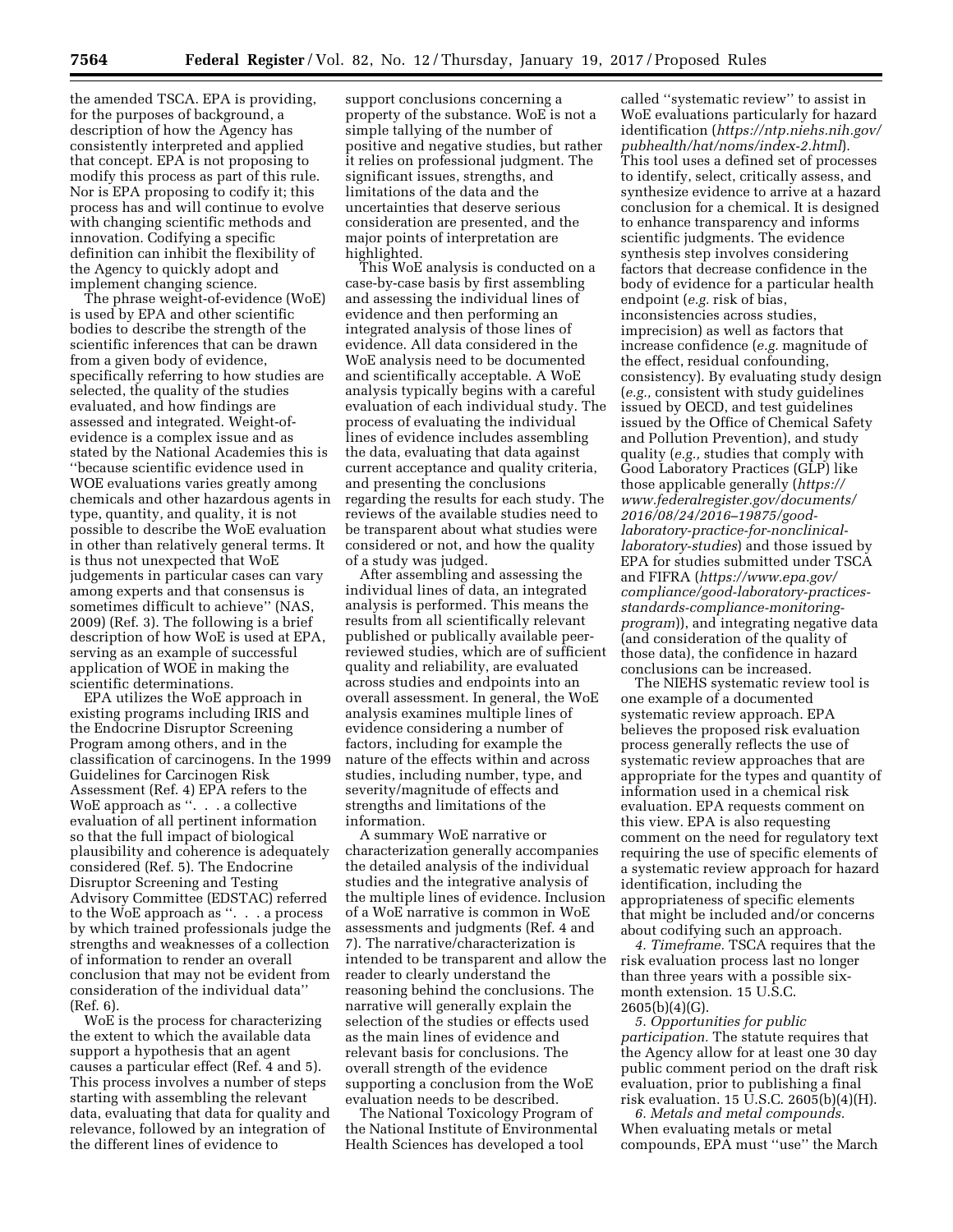the amended TSCA. EPA is providing, for the purposes of background, a description of how the Agency has consistently interpreted and applied that concept. EPA is not proposing to modify this process as part of this rule. Nor is EPA proposing to codify it; this process has and will continue to evolve with changing scientific methods and innovation. Codifying a specific definition can inhibit the flexibility of the Agency to quickly adopt and implement changing science.

The phrase weight-of-evidence (WoE) is used by EPA and other scientific bodies to describe the strength of the scientific inferences that can be drawn from a given body of evidence, specifically referring to how studies are selected, the quality of the studies evaluated, and how findings are assessed and integrated. Weight-of-evidence is a complex issue and as stated by the National Academies this is ''because scientific evidence used in WOE evaluations varies greatly among chemicals and other hazardous agents in type, quantity, and quality, it is not possible to describe the WoE evaluation in other than relatively general terms. It is thus not unexpected that WoE judgements in particular cases can vary among experts and that consensus is sometimes difficult to achieve'' (NAS, 2009) (Ref. 3). The following is a brief description of how WoE is used at EPA, serving as an example of successful application of WOE in making the scientific determinations.

EPA utilizes the WoE approach in existing programs including IRIS and the Endocrine Disruptor Screening Program among others, and in the classification of carcinogens. In the 1999 Guidelines for Carcinogen Risk Assessment (Ref. 4) EPA refers to the WoE approach as ''. . . a collective evaluation of all pertinent information so that the full impact of biological plausibility and coherence is adequately considered (Ref. 5). The Endocrine Disruptor Screening and Testing Advisory Committee (EDSTAC) referred to the WoE approach as ''. . . a process by which trained professionals judge the strengths and weaknesses of a collection of information to render an overall conclusion that may not be evident from consideration of the individual data'' (Ref. 6).

WoE is the process for characterizing the extent to which the available data support a hypothesis that an agent causes a particular effect (Ref. 4 and 5). This process involves a number of steps starting with assembling the relevant data, evaluating that data for quality and relevance, followed by an integration of the different lines of evidence to support conclusions concerning a property of the substance. WoE is not a simple tallying of the number of positive and negative studies, but rather it relies on professional judgment. The significant issues, strengths, and limitations of the data and the uncertainties that deserve serious consideration are presented, and the major points of interpretation are highlighted.

This WoE analysis is conducted on a case-by-case basis by first assembling and assessing the individual lines of evidence and then performing an integrated analysis of those lines of evidence. All data considered in the WoE analysis need to be documented and scientifically acceptable. A WoE analysis typically begins with a careful evaluation of each individual study. The process of evaluating the individual lines of evidence includes assembling the data, evaluating that data against current acceptance and quality criteria, and presenting the conclusions regarding the results for each study. The reviews of the available studies need to be transparent about what studies were considered or not, and how the quality of a study was judged.

After assembling and assessing the individual lines of data, an integrated analysis is performed. This means the results from all scientifically relevant published or publically available peer-reviewed studies, which are of sufficient quality and reliability, are evaluated across studies and endpoints into an overall assessment. In general, the WoE analysis examines multiple lines of evidence considering a number of factors, including for example the nature of the effects within and across studies, including number, type, and severity/magnitude of effects and strengths and limitations of the information.

A summary WoE narrative or characterization generally accompanies the detailed analysis of the individual studies and the integrative analysis of the multiple lines of evidence. Inclusion of a WoE narrative is common in WoE assessments and judgments (Ref. 4 and 7). The narrative/characterization is intended to be transparent and allow the reader to clearly understand the reasoning behind the conclusions. The narrative will generally explain the selection of the studies or effects used as the main lines of evidence and relevant basis for conclusions. The overall strength of the evidence supporting a conclusion from the WoE evaluation needs to be described.

The National Toxicology Program of the National Institute of Environmental Health Sciences has developed a tool called ''systematic review'' to assist in WoE evaluations particularly for hazard identification (*https://ntp.niehs.nih.gov/pubhealth/hat/noms/index-2.html*). This tool uses a defined set of processes to identify, select, critically assess, and synthesize evidence to arrive at a hazard conclusion for a chemical. It is designed to enhance transparency and informs scientific judgments. The evidence synthesis step involves considering factors that decrease confidence in the body of evidence for a particular health endpoint (*e.g.* risk of bias, inconsistencies across studies, imprecision) as well as factors that increase confidence (*e.g.* magnitude of the effect, residual confounding, consistency). By evaluating study design (*e.g.,* consistent with study guidelines issued by OECD, and test guidelines issued by the Office of Chemical Safety and Pollution Prevention), and study quality (*e.g.,* studies that comply with Good Laboratory Practices (GLP) like those applicable generally (*https://www.federalregister.gov/documents/2016/08/24/2016–19875/good-laboratory-practice-for-nonclinical-laboratory-studies*) and those issued by EPA for studies submitted under TSCA and FIFRA (*https://www.epa.gov/compliance/good-laboratory-practices-standards-compliance-monitoring-program*)), and integrating negative data (and consideration of the quality of those data), the confidence in hazard conclusions can be increased.

The NIEHS systematic review tool is one example of a documented systematic review approach. EPA believes the proposed risk evaluation process generally reflects the use of systematic review approaches that are appropriate for the types and quantity of information used in a chemical risk evaluation. EPA requests comment on this view. EPA is also requesting comment on the need for regulatory text requiring the use of specific elements of a systematic review approach for hazard identification, including the appropriateness of specific elements that might be included and/or concerns about codifying such an approach.

*4. Timeframe.* TSCA requires that the risk evaluation process last no longer than three years with a possible six-month extension. 15 U.S.C. 2605(b)(4)(G).

*5. Opportunities for public participation.* The statute requires that the Agency allow for at least one 30 day public comment period on the draft risk evaluation, prior to publishing a final risk evaluation. 15 U.S.C. 2605(b)(4)(H).

*6. Metals and metal compounds.* When evaluating metals or metal compounds, EPA must ''use'' the March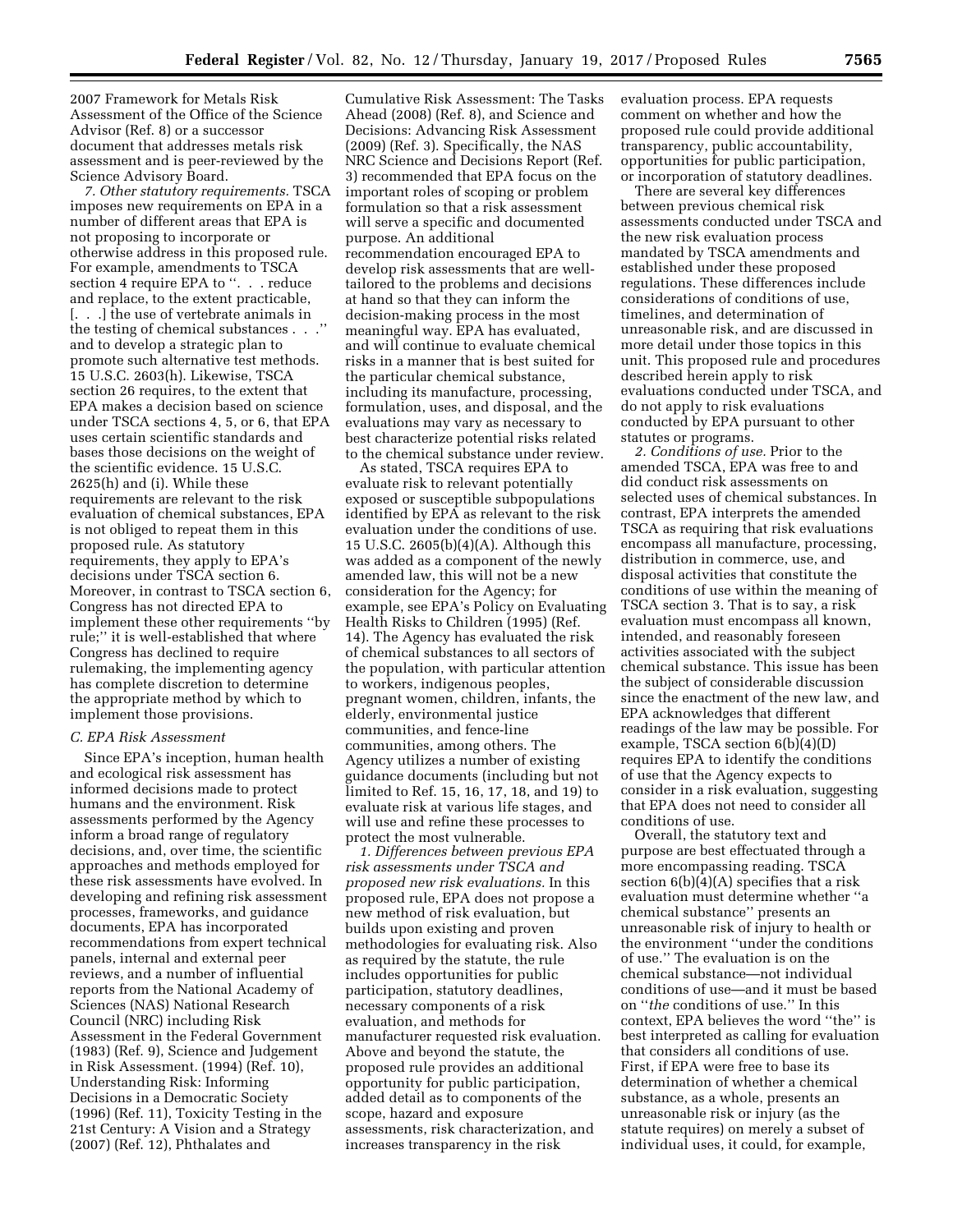2007 Framework for Metals Risk Assessment of the Office of the Science Advisor (Ref. 8) or a successor document that addresses metals risk assessment and is peer-reviewed by the Science Advisory Board.

*7. Other statutory requirements.* TSCA imposes new requirements on EPA in a number of different areas that EPA is not proposing to incorporate or otherwise address in this proposed rule. For example, amendments to TSCA section 4 require EPA to ''. . . reduce and replace, to the extent practicable, [. . .] the use of vertebrate animals in the testing of chemical substances . . .'' and to develop a strategic plan to promote such alternative test methods. 15 U.S.C. 2603(h). Likewise, TSCA section 26 requires, to the extent that EPA makes a decision based on science under TSCA sections 4, 5, or 6, that EPA uses certain scientific standards and bases those decisions on the weight of the scientific evidence. 15 U.S.C. 2625(h) and (i). While these requirements are relevant to the risk evaluation of chemical substances, EPA is not obliged to repeat them in this proposed rule. As statutory requirements, they apply to EPA's decisions under TSCA section 6. Moreover, in contrast to TSCA section 6, Congress has not directed EPA to implement these other requirements ''by rule;'' it is well-established that where Congress has declined to require rulemaking, the implementing agency has complete discretion to determine the appropriate method by which to implement those provisions.

### C. EPA Risk Assessment

Since EPA's inception, human health and ecological risk assessment has informed decisions made to protect humans and the environment. Risk assessments performed by the Agency inform a broad range of regulatory decisions, and, over time, the scientific approaches and methods employed for these risk assessments have evolved. In developing and refining risk assessment processes, frameworks, and guidance documents, EPA has incorporated recommendations from expert technical panels, internal and external peer reviews, and a number of influential reports from the National Academy of Sciences (NAS) National Research Council (NRC) including Risk Assessment in the Federal Government (1983) (Ref. 9), Science and Judgement in Risk Assessment. (1994) (Ref. 10), Understanding Risk: Informing Decisions in a Democratic Society (1996) (Ref. 11), Toxicity Testing in the 21st Century: A Vision and a Strategy (2007) (Ref. 12), Phthalates and Cumulative Risk Assessment: The Tasks Ahead (2008) (Ref. 8), and Science and Decisions: Advancing Risk Assessment (2009) (Ref. 3). Specifically, the NAS NRC Science and Decisions Report (Ref. 3) recommended that EPA focus on the important roles of scoping or problem formulation so that a risk assessment will serve a specific and documented purpose. An additional recommendation encouraged EPA to develop risk assessments that are well-tailored to the problems and decisions at hand so that they can inform the decision-making process in the most meaningful way. EPA has evaluated, and will continue to evaluate chemical risks in a manner that is best suited for the particular chemical substance, including its manufacture, processing, formulation, uses, and disposal, and the evaluations may vary as necessary to best characterize potential risks related to the chemical substance under review.

As stated, TSCA requires EPA to evaluate risk to relevant potentially exposed or susceptible subpopulations identified by EPA as relevant to the risk evaluation under the conditions of use. 15 U.S.C. 2605(b)(4)(A). Although this was added as a component of the newly amended law, this will not be a new consideration for the Agency; for example, see EPA's Policy on Evaluating Health Risks to Children (1995) (Ref. 14). The Agency has evaluated the risk of chemical substances to all sectors of the population, with particular attention to workers, indigenous peoples, pregnant women, children, infants, the elderly, environmental justice communities, and fence-line communities, among others. The Agency utilizes a number of existing guidance documents (including but not limited to Ref. 15, 16, 17, 18, and 19) to evaluate risk at various life stages, and will use and refine these processes to protect the most vulnerable.

*1. Differences between previous EPA risk assessments under TSCA and proposed new risk evaluations.* In this proposed rule, EPA does not propose a new method of risk evaluation, but builds upon existing and proven methodologies for evaluating risk. Also as required by the statute, the rule includes opportunities for public participation, statutory deadlines, necessary components of a risk evaluation, and methods for manufacturer requested risk evaluation. Above and beyond the statute, the proposed rule provides an additional opportunity for public participation, added detail as to components of the scope, hazard and exposure assessments, risk characterization, and increases transparency in the risk evaluation process. EPA requests comment on whether and how the proposed rule could provide additional transparency, public accountability, opportunities for public participation, or incorporation of statutory deadlines.

There are several key differences between previous chemical risk assessments conducted under TSCA and the new risk evaluation process mandated by TSCA amendments and established under these proposed regulations. These differences include considerations of conditions of use, timelines, and determination of unreasonable risk, and are discussed in more detail under those topics in this unit. This proposed rule and procedures described herein apply to risk evaluations conducted under TSCA, and do not apply to risk evaluations conducted by EPA pursuant to other statutes or programs.

*2. Conditions of use.* Prior to the amended TSCA, EPA was free to and did conduct risk assessments on selected uses of chemical substances. In contrast, EPA interprets the amended TSCA as requiring that risk evaluations encompass all manufacture, processing, distribution in commerce, use, and disposal activities that constitute the conditions of use within the meaning of TSCA section 3. That is to say, a risk evaluation must encompass all known, intended, and reasonably foreseen activities associated with the subject chemical substance. This issue has been the subject of considerable discussion since the enactment of the new law, and EPA acknowledges that different readings of the law may be possible. For example, TSCA section 6(b)(4)(D) requires EPA to identify the conditions of use that the Agency expects to consider in a risk evaluation, suggesting that EPA does not need to consider all conditions of use.

Overall, the statutory text and purpose are best effectuated through a more encompassing reading. TSCA section 6(b)(4)(A) specifies that a risk evaluation must determine whether ''a chemical substance'' presents an unreasonable risk of injury to health or the environment ''under the conditions of use.'' The evaluation is on the chemical substance—not individual conditions of use—and it must be based on ''*the* conditions of use.'' In this context, EPA believes the word ''the'' is best interpreted as calling for evaluation that considers all conditions of use. First, if EPA were free to base its determination of whether a chemical substance, as a whole, presents an unreasonable risk or injury (as the statute requires) on merely a subset of individual uses, it could, for example,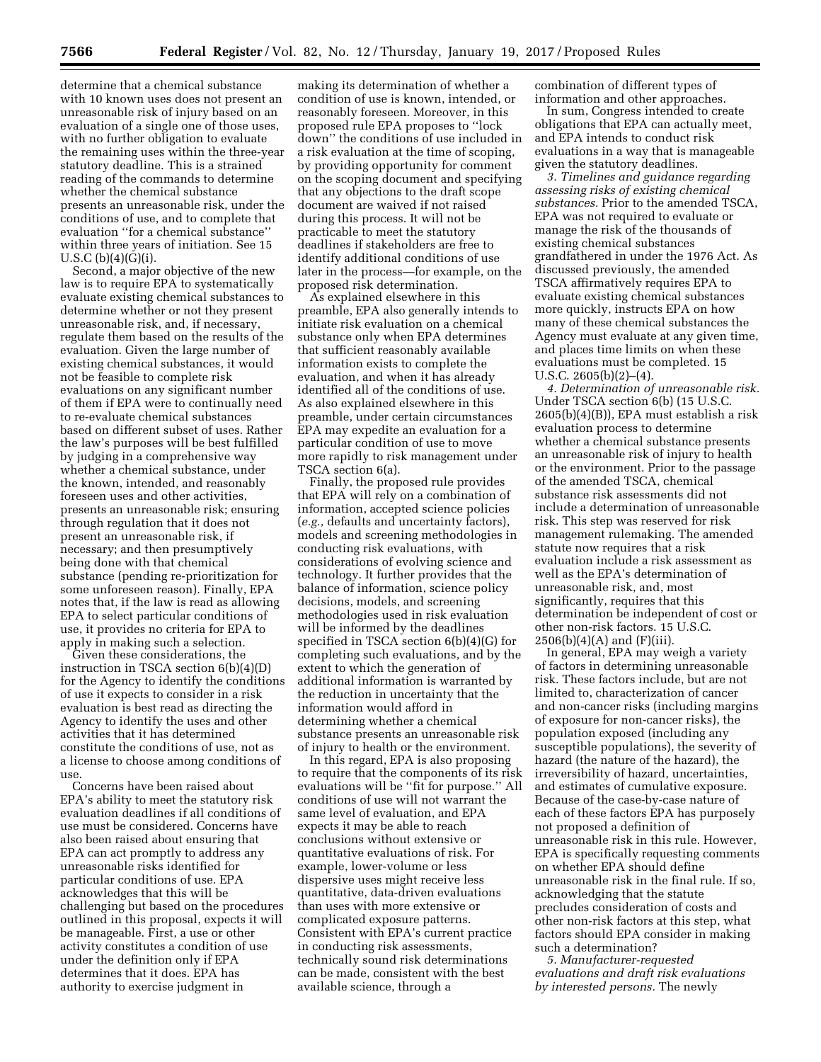determine that a chemical substance with 10 known uses does not present an unreasonable risk of injury based on an evaluation of a single one of those uses, with no further obligation to evaluate the remaining uses within the three-year statutory deadline. This is a strained reading of the commands to determine whether the chemical substance presents an unreasonable risk, under the conditions of use, and to complete that evaluation "for a chemical substance" within three years of initiation. See 15 U.S.C (b)(4)(G)(i).

Second, a major objective of the new law is to require EPA to systematically evaluate existing chemical substances to determine whether or not they present unreasonable risk, and, if necessary, regulate them based on the results of the evaluation. Given the large number of existing chemical substances, it would not be feasible to complete risk evaluations on any significant number of them if EPA were to continually need to re-evaluate chemical substances based on different subset of uses. Rather the law's purposes will be best fulfilled by judging in a comprehensive way whether a chemical substance, under the known, intended, and reasonably foreseen uses and other activities, presents an unreasonable risk; ensuring through regulation that it does not present an unreasonable risk, if necessary; and then presumptively being done with that chemical substance (pending re-prioritization for some unforeseen reason). Finally, EPA notes that, if the law is read as allowing EPA to select particular conditions of use, it provides no criteria for EPA to apply in making such a selection.

Given these considerations, the instruction in TSCA section 6(b)(4)(D) for the Agency to identify the conditions of use it expects to consider in a risk evaluation is best read as directing the Agency to identify the uses and other activities that it has determined constitute the conditions of use, not as a license to choose among conditions of use.

Concerns have been raised about EPA's ability to meet the statutory risk evaluation deadlines if all conditions of use must be considered. Concerns have also been raised about ensuring that EPA can act promptly to address any unreasonable risks identified for particular conditions of use. EPA acknowledges that this will be challenging but based on the procedures outlined in this proposal, expects it will be manageable. First, a use or other activity constitutes a condition of use under the definition only if EPA determines that it does. EPA has authority to exercise judgment in making its determination of whether a condition of use is known, intended, or reasonably foreseen. Moreover, in this proposed rule EPA proposes to "lock down" the conditions of use included in a risk evaluation at the time of scoping, by providing opportunity for comment on the scoping document and specifying that any objections to the draft scope document are waived if not raised during this process. It will not be practicable to meet the statutory deadlines if stakeholders are free to identify additional conditions of use later in the process—for example, on the proposed risk determination.

As explained elsewhere in this preamble, EPA also generally intends to initiate risk evaluation on a chemical substance only when EPA determines that sufficient reasonably available information exists to complete the evaluation, and when it has already identified all of the conditions of use. As also explained elsewhere in this preamble, under certain circumstances EPA may expedite an evaluation for a particular condition of use to move more rapidly to risk management under TSCA section 6(a).

Finally, the proposed rule provides that EPA will rely on a combination of information, accepted science policies (*e.g.,* defaults and uncertainty factors), models and screening methodologies in conducting risk evaluations, with considerations of evolving science and technology. It further provides that the balance of information, science policy decisions, models, and screening methodologies used in risk evaluation will be informed by the deadlines specified in TSCA section 6(b)(4)(G) for completing such evaluations, and by the extent to which the generation of additional information is warranted by the reduction in uncertainty that the information would afford in determining whether a chemical substance presents an unreasonable risk of injury to health or the environment.

In this regard, EPA is also proposing to require that the components of its risk evaluations will be "fit for purpose." All conditions of use will not warrant the same level of evaluation, and EPA expects it may be able to reach conclusions without extensive or quantitative evaluations of risk. For example, lower-volume or less dispersive uses might receive less quantitative, data-driven evaluations than uses with more extensive or complicated exposure patterns. Consistent with EPA's current practice in conducting risk assessments, technically sound risk determinations can be made, consistent with the best available science, through a combination of different types of information and other approaches.

In sum, Congress intended to create obligations that EPA can actually meet, and EPA intends to conduct risk evaluations in a way that is manageable given the statutory deadlines.

*3. Timelines and guidance regarding assessing risks of existing chemical substances.* Prior to the amended TSCA, EPA was not required to evaluate or manage the risk of the thousands of existing chemical substances grandfathered in under the 1976 Act. As discussed previously, the amended TSCA affirmatively requires EPA to evaluate existing chemical substances more quickly, instructs EPA on how many of these chemical substances the Agency must evaluate at any given time, and places time limits on when these evaluations must be completed. 15 U.S.C. 2605(b)(2)–(4).

*4. Determination of unreasonable risk.* Under TSCA section 6(b) (15 U.S.C. 2605(b)(4)(B)), EPA must establish a risk evaluation process to determine whether a chemical substance presents an unreasonable risk of injury to health or the environment. Prior to the passage of the amended TSCA, chemical substance risk assessments did not include a determination of unreasonable risk. This step was reserved for risk management rulemaking. The amended statute now requires that a risk evaluation include a risk assessment as well as the EPA's determination of unreasonable risk, and, most significantly, requires that this determination be independent of cost or other non-risk factors. 15 U.S.C. 2506(b)(4)(A) and (F)(iii).

In general, EPA may weigh a variety of factors in determining unreasonable risk. These factors include, but are not limited to, characterization of cancer and non-cancer risks (including margins of exposure for non-cancer risks), the population exposed (including any susceptible populations), the severity of hazard (the nature of the hazard), the irreversibility of hazard, uncertainties, and estimates of cumulative exposure. Because of the case-by-case nature of each of these factors EPA has purposely not proposed a definition of unreasonable risk in this rule. However, EPA is specifically requesting comments on whether EPA should define unreasonable risk in the final rule. If so, acknowledging that the statute precludes consideration of costs and other non-risk factors at this step, what factors should EPA consider in making such a determination?

*5. Manufacturer-requested evaluations and draft risk evaluations by interested persons.* The newly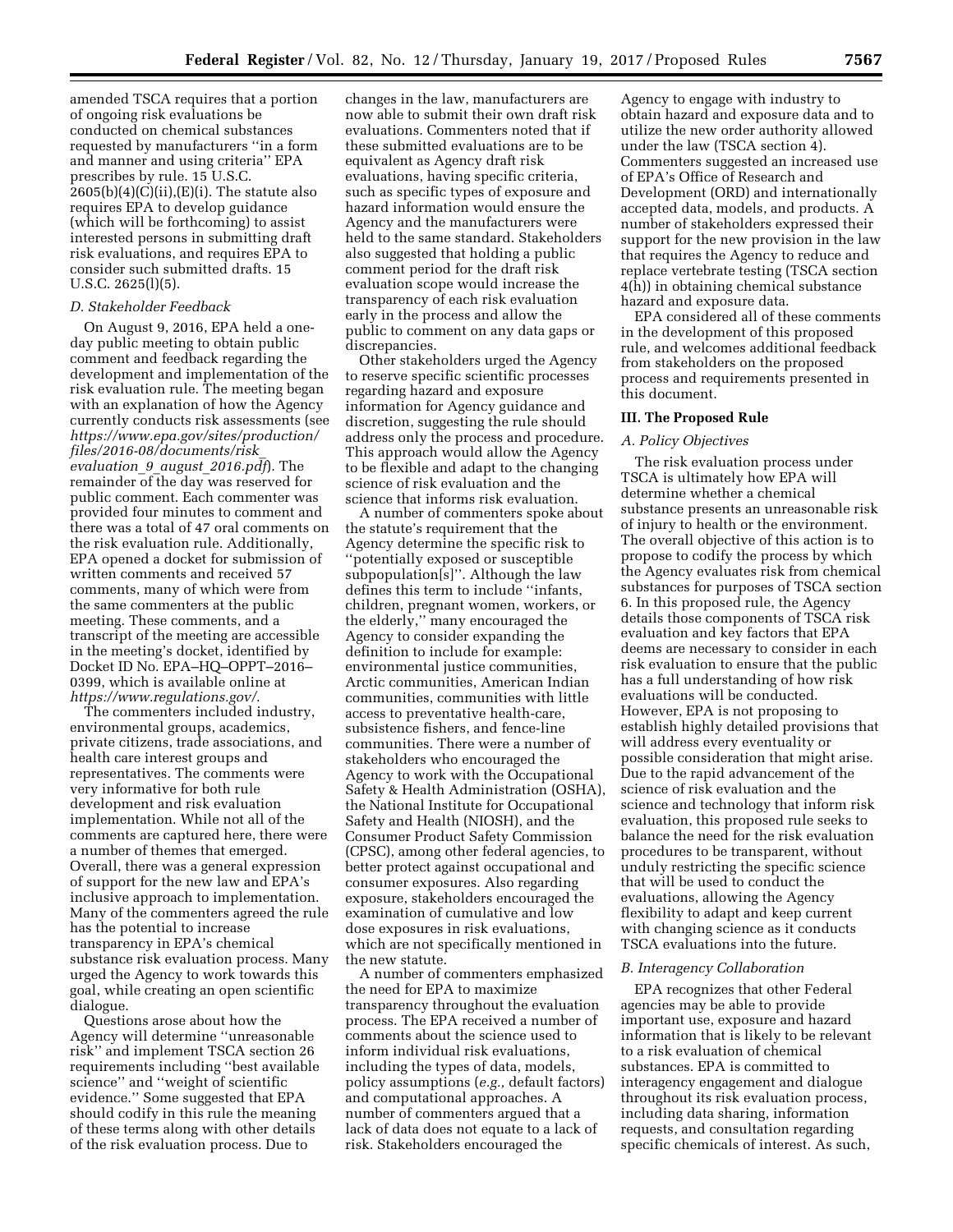amended TSCA requires that a portion of ongoing risk evaluations be conducted on chemical substances requested by manufacturers ''in a form and manner and using criteria'' EPA prescribes by rule. 15 U.S.C. 2605(b)(4)(C)(ii),(E)(i). The statute also requires EPA to develop guidance (which will be forthcoming) to assist interested persons in submitting draft risk evaluations, and requires EPA to consider such submitted drafts. 15 U.S.C. 2625(l)(5).

### *D. Stakeholder Feedback*

On August 9, 2016, EPA held a one-day public meeting to obtain public comment and feedback regarding the development and implementation of the risk evaluation rule. The meeting began with an explanation of how the Agency currently conducts risk assessments (see *https://www.epa.gov/sites/production/files/2016-08/documents/risk_evaluation_9_august_2016.pdf*). The remainder of the day was reserved for public comment. Each commenter was provided four minutes to comment and there was a total of 47 oral comments on the risk evaluation rule. Additionally, EPA opened a docket for submission of written comments and received 57 comments, many of which were from the same commenters at the public meeting. These comments, and a transcript of the meeting are accessible in the meeting's docket, identified by Docket ID No. EPA–HQ–OPPT–2016–0399, which is available online at *https://www.regulations.gov/*.

The commenters included industry, environmental groups, academics, private citizens, trade associations, and health care interest groups and representatives. The comments were very informative for both rule development and risk evaluation implementation. While not all of the comments are captured here, there were a number of themes that emerged. Overall, there was a general expression of support for the new law and EPA's inclusive approach to implementation. Many of the commenters agreed the rule has the potential to increase transparency in EPA's chemical substance risk evaluation process. Many urged the Agency to work towards this goal, while creating an open scientific dialogue.

Questions arose about how the Agency will determine ''unreasonable risk'' and implement TSCA section 26 requirements including ''best available science'' and ''weight of scientific evidence.'' Some suggested that EPA should codify in this rule the meaning of these terms along with other details of the risk evaluation process. Due to changes in the law, manufacturers are now able to submit their own draft risk evaluations. Commenters noted that if these submitted evaluations are to be equivalent as Agency draft risk evaluations, having specific criteria, such as specific types of exposure and hazard information would ensure the Agency and the manufacturers were held to the same standard. Stakeholders also suggested that holding a public comment period for the draft risk evaluation scope would increase the transparency of each risk evaluation early in the process and allow the public to comment on any data gaps or discrepancies.

Other stakeholders urged the Agency to reserve specific scientific processes regarding hazard and exposure information for Agency guidance and discretion, suggesting the rule should address only the process and procedure. This approach would allow the Agency to be flexible and adapt to the changing science of risk evaluation and the science that informs risk evaluation.

A number of commenters spoke about the statute's requirement that the Agency determine the specific risk to ''potentially exposed or susceptible subpopulation[s]''. Although the law defines this term to include ''infants, children, pregnant women, workers, or the elderly,'' many encouraged the Agency to consider expanding the definition to include for example: environmental justice communities, Arctic communities, American Indian communities, communities with little access to preventative health-care, subsistence fishers, and fence-line communities. There were a number of stakeholders who encouraged the Agency to work with the Occupational Safety & Health Administration (OSHA), the National Institute for Occupational Safety and Health (NIOSH), and the Consumer Product Safety Commission (CPSC), among other federal agencies, to better protect against occupational and consumer exposures. Also regarding exposure, stakeholders encouraged the examination of cumulative and low dose exposures in risk evaluations, which are not specifically mentioned in the new statute.

A number of commenters emphasized the need for EPA to maximize transparency throughout the evaluation process. The EPA received a number of comments about the science used to inform individual risk evaluations, including the types of data, models, policy assumptions (*e.g.,* default factors) and computational approaches. A number of commenters argued that a lack of data does not equate to a lack of risk. Stakeholders encouraged the Agency to engage with industry to obtain hazard and exposure data and to utilize the new order authority allowed under the law (TSCA section 4). Commenters suggested an increased use of EPA's Office of Research and Development (ORD) and internationally accepted data, models, and products. A number of stakeholders expressed their support for the new provision in the law that requires the Agency to reduce and replace vertebrate testing (TSCA section 4(h)) in obtaining chemical substance hazard and exposure data.

EPA considered all of these comments in the development of this proposed rule, and welcomes additional feedback from stakeholders on the proposed process and requirements presented in this document.

## III. The Proposed Rule

### *A. Policy Objectives*

The risk evaluation process under TSCA is ultimately how EPA will determine whether a chemical substance presents an unreasonable risk of injury to health or the environment. The overall objective of this action is to propose to codify the process by which the Agency evaluates risk from chemical substances for purposes of TSCA section 6. In this proposed rule, the Agency details those components of TSCA risk evaluation and key factors that EPA deems are necessary to consider in each risk evaluation to ensure that the public has a full understanding of how risk evaluations will be conducted. However, EPA is not proposing to establish highly detailed provisions that will address every eventuality or possible consideration that might arise. Due to the rapid advancement of the science of risk evaluation and the science and technology that inform risk evaluation, this proposed rule seeks to balance the need for the risk evaluation procedures to be transparent, without unduly restricting the specific science that will be used to conduct the evaluations, allowing the Agency flexibility to adapt and keep current with changing science as it conducts TSCA evaluations into the future.

### *B. Interagency Collaboration*

EPA recognizes that other Federal agencies may be able to provide important use, exposure and hazard information that is likely to be relevant to a risk evaluation of chemical substances. EPA is committed to interagency engagement and dialogue throughout its risk evaluation process, including data sharing, information requests, and consultation regarding specific chemicals of interest. As such,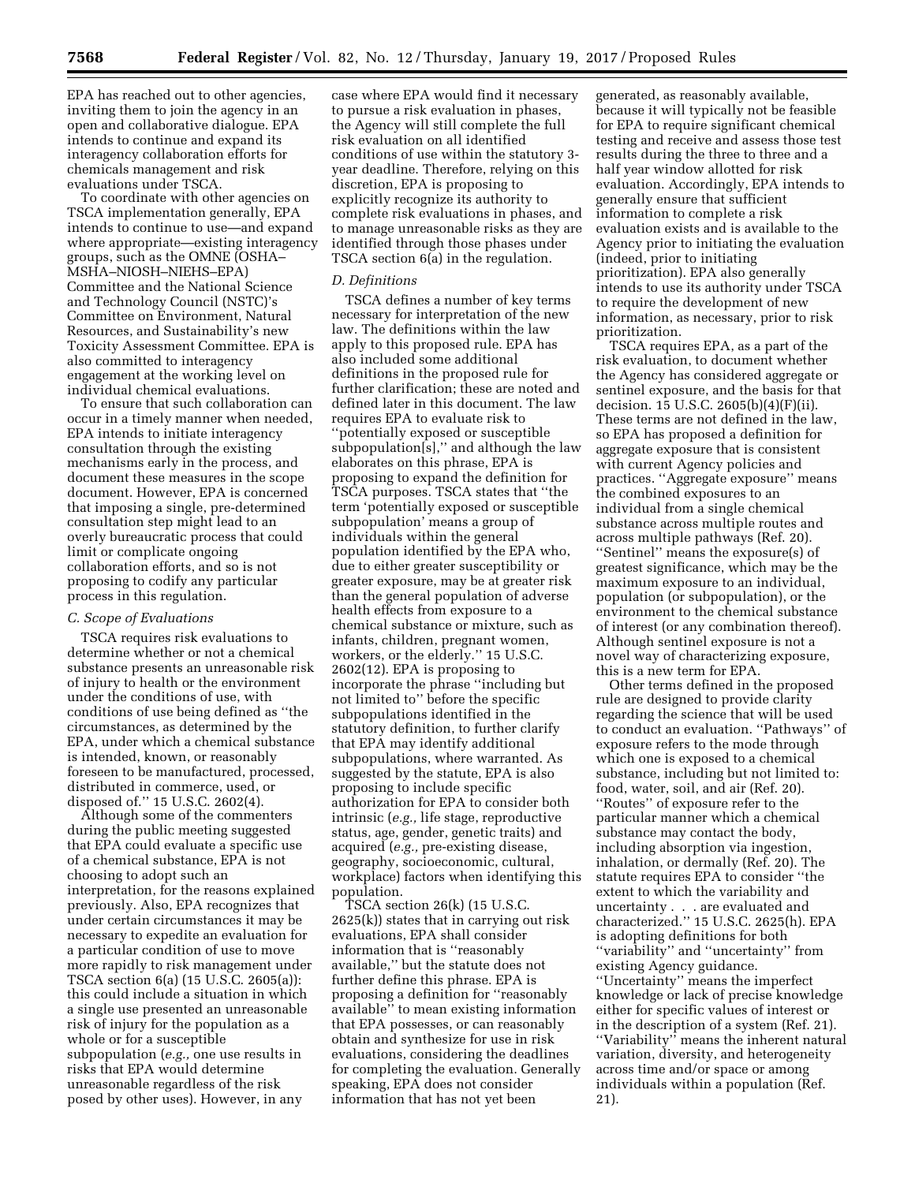EPA has reached out to other agencies, inviting them to join the agency in an open and collaborative dialogue. EPA intends to continue and expand its interagency collaboration efforts for chemicals management and risk evaluations under TSCA.

To coordinate with other agencies on TSCA implementation generally, EPA intends to continue to use—and expand where appropriate—existing interagency groups, such as the OMNE (OSHA–MSHA–NIOSH–NIEHS–EPA) Committee and the National Science and Technology Council (NSTC)'s Committee on Environment, Natural Resources, and Sustainability's new Toxicity Assessment Committee. EPA is also committed to interagency engagement at the working level on individual chemical evaluations.

To ensure that such collaboration can occur in a timely manner when needed, EPA intends to initiate interagency consultation through the existing mechanisms early in the process, and document these measures in the scope document. However, EPA is concerned that imposing a single, pre-determined consultation step might lead to an overly bureaucratic process that could limit or complicate ongoing collaboration efforts, and so is not proposing to codify any particular process in this regulation.

### C. Scope of Evaluations

TSCA requires risk evaluations to determine whether or not a chemical substance presents an unreasonable risk of injury to health or the environment under the conditions of use, with conditions of use being defined as "the circumstances, as determined by the EPA, under which a chemical substance is intended, known, or reasonably foreseen to be manufactured, processed, distributed in commerce, used, or disposed of." 15 U.S.C. 2602(4).

Although some of the commenters during the public meeting suggested that EPA could evaluate a specific use of a chemical substance, EPA is not choosing to adopt such an interpretation, for the reasons explained previously. Also, EPA recognizes that under certain circumstances it may be necessary to expedite an evaluation for a particular condition of use to move more rapidly to risk management under TSCA section 6(a) (15 U.S.C. 2605(a)): this could include a situation in which a single use presented an unreasonable risk of injury for the population as a whole or for a susceptible subpopulation (*e.g.,* one use results in risks that EPA would determine unreasonable regardless of the risk posed by other uses). However, in any case where EPA would find it necessary to pursue a risk evaluation in phases, the Agency will still complete the full risk evaluation on all identified conditions of use within the statutory 3-year deadline. Therefore, relying on this discretion, EPA is proposing to explicitly recognize its authority to complete risk evaluations in phases, and to manage unreasonable risks as they are identified through those phases under TSCA section 6(a) in the regulation.

### D. Definitions

TSCA defines a number of key terms necessary for interpretation of the new law. The definitions within the law apply to this proposed rule. EPA has also included some additional definitions in the proposed rule for further clarification; these are noted and defined later in this document. The law requires EPA to evaluate risk to "potentially exposed or susceptible subpopulation[s]," and although the law elaborates on this phrase, EPA is proposing to expand the definition for TSCA purposes. TSCA states that "the term 'potentially exposed or susceptible subpopulation' means a group of individuals within the general population identified by the EPA who, due to either greater susceptibility or greater exposure, may be at greater risk than the general population of adverse health effects from exposure to a chemical substance or mixture, such as infants, children, pregnant women, workers, or the elderly." 15 U.S.C. 2602(12). EPA is proposing to incorporate the phrase "including but not limited to" before the specific subpopulations identified in the statutory definition, to further clarify that EPA may identify additional subpopulations, where warranted. As suggested by the statute, EPA is also proposing to include specific authorization for EPA to consider both intrinsic (*e.g.,* life stage, reproductive status, age, gender, genetic traits) and acquired (*e.g.,* pre-existing disease, geography, socioeconomic, cultural, workplace) factors when identifying this population.

TSCA section 26(k) (15 U.S.C. 2625(k)) states that in carrying out risk evaluations, EPA shall consider information that is "reasonably available," but the statute does not further define this phrase. EPA is proposing a definition for "reasonably available" to mean existing information that EPA possesses, or can reasonably obtain and synthesize for use in risk evaluations, considering the deadlines for completing the evaluation. Generally speaking, EPA does not consider information that has not yet been generated, as reasonably available, because it will typically not be feasible for EPA to require significant chemical testing and receive and assess those test results during the three to three and a half year window allotted for risk evaluation. Accordingly, EPA intends to generally ensure that sufficient information to complete a risk evaluation exists and is available to the Agency prior to initiating the evaluation (indeed, prior to initiating prioritization). EPA also generally intends to use its authority under TSCA to require the development of new information, as necessary, prior to risk prioritization.

TSCA requires EPA, as a part of the risk evaluation, to document whether the Agency has considered aggregate or sentinel exposure, and the basis for that decision. 15 U.S.C. 2605(b)(4)(F)(ii). These terms are not defined in the law, so EPA has proposed a definition for aggregate exposure that is consistent with current Agency policies and practices. "Aggregate exposure" means the combined exposures to an individual from a single chemical substance across multiple routes and across multiple pathways (Ref. 20). "Sentinel" means the exposure(s) of greatest significance, which may be the maximum exposure to an individual, population (or subpopulation), or the environment to the chemical substance of interest (or any combination thereof). Although sentinel exposure is not a novel way of characterizing exposure, this is a new term for EPA.

Other terms defined in the proposed rule are designed to provide clarity regarding the science that will be used to conduct an evaluation. "Pathways" of exposure refers to the mode through which one is exposed to a chemical substance, including but not limited to: food, water, soil, and air (Ref. 20). "Routes" of exposure refer to the particular manner which a chemical substance may contact the body, including absorption via ingestion, inhalation, or dermally (Ref. 20). The statute requires EPA to consider "the extent to which the variability and uncertainty . . . are evaluated and characterized." 15 U.S.C. 2625(h). EPA is adopting definitions for both "variability" and "uncertainty" from existing Agency guidance. "Uncertainty" means the imperfect knowledge or lack of precise knowledge either for specific values of interest or in the description of a system (Ref. 21). "Variability" means the inherent natural variation, diversity, and heterogeneity across time and/or space or among individuals within a population (Ref. 21).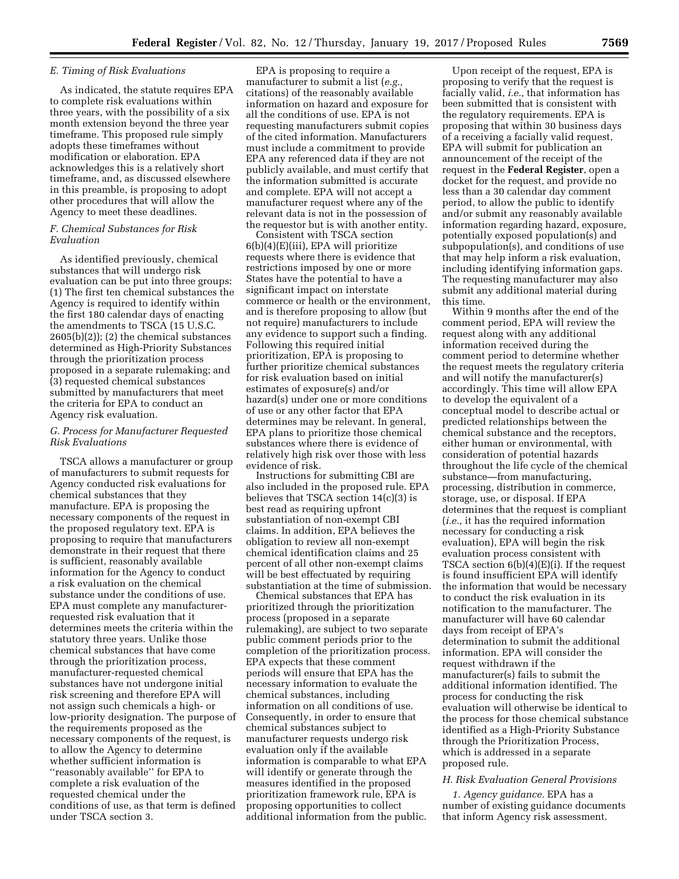### E. Timing of Risk Evaluations

As indicated, the statute requires EPA to complete risk evaluations within three years, with the possibility of a six month extension beyond the three year timeframe. This proposed rule simply adopts these timeframes without modification or elaboration. EPA acknowledges this is a relatively short timeframe, and, as discussed elsewhere in this preamble, is proposing to adopt other procedures that will allow the Agency to meet these deadlines.

### F. Chemical Substances for Risk Evaluation

As identified previously, chemical substances that will undergo risk evaluation can be put into three groups: (1) The first ten chemical substances the Agency is required to identify within the first 180 calendar days of enacting the amendments to TSCA (15 U.S.C. 2605(b)(2)); (2) the chemical substances determined as High-Priority Substances through the prioritization process proposed in a separate rulemaking; and (3) requested chemical substances submitted by manufacturers that meet the criteria for EPA to conduct an Agency risk evaluation.

### G. Process for Manufacturer Requested Risk Evaluations

TSCA allows a manufacturer or group of manufacturers to submit requests for Agency conducted risk evaluations for chemical substances that they manufacture. EPA is proposing the necessary components of the request in the proposed regulatory text. EPA is proposing to require that manufacturers demonstrate in their request that there is sufficient, reasonably available information for the Agency to conduct a risk evaluation on the chemical substance under the conditions of use. EPA must complete any manufacturer-requested risk evaluation that it determines meets the criteria within the statutory three years. Unlike those chemical substances that have come through the prioritization process, manufacturer-requested chemical substances have not undergone initial risk screening and therefore EPA will not assign such chemicals a high- or low-priority designation. The purpose of the requirements proposed as the necessary components of the request, is to allow the Agency to determine whether sufficient information is ''reasonably available'' for EPA to complete a risk evaluation of the requested chemical under the conditions of use, as that term is defined under TSCA section 3.

EPA is proposing to require a manufacturer to submit a list (*e.g.,* citations) of the reasonably available information on hazard and exposure for all the conditions of use. EPA is not requesting manufacturers submit copies of the cited information. Manufacturers must include a commitment to provide EPA any referenced data if they are not publicly available, and must certify that the information submitted is accurate and complete. EPA will not accept a manufacturer request where any of the relevant data is not in the possession of the requestor but is with another entity.

Consistent with TSCA section 6(b)(4)(E)(iii), EPA will prioritize requests where there is evidence that restrictions imposed by one or more States have the potential to have a significant impact on interstate commerce or health or the environment, and is therefore proposing to allow (but not require) manufacturers to include any evidence to support such a finding. Following this required initial prioritization, EPA is proposing to further prioritize chemical substances for risk evaluation based on initial estimates of exposure(s) and/or hazard(s) under one or more conditions of use or any other factor that EPA determines may be relevant. In general, EPA plans to prioritize those chemical substances where there is evidence of relatively high risk over those with less evidence of risk.

Instructions for submitting CBI are also included in the proposed rule. EPA believes that TSCA section 14(c)(3) is best read as requiring upfront substantiation of non-exempt CBI claims. In addition, EPA believes the obligation to review all non-exempt chemical identification claims and 25 percent of all other non-exempt claims will be best effectuated by requiring substantiation at the time of submission.

Chemical substances that EPA has prioritized through the prioritization process (proposed in a separate rulemaking), are subject to two separate public comment periods prior to the completion of the prioritization process. EPA expects that these comment periods will ensure that EPA has the necessary information to evaluate the chemical substances, including information on all conditions of use. Consequently, in order to ensure that chemical substances subject to manufacturer requests undergo risk evaluation only if the available information is comparable to what EPA will identify or generate through the measures identified in the proposed prioritization framework rule, EPA is proposing opportunities to collect additional information from the public.

Upon receipt of the request, EPA is proposing to verify that the request is facially valid, *i.e.,* that information has been submitted that is consistent with the regulatory requirements. EPA is proposing that within 30 business days of a receiving a facially valid request, EPA will submit for publication an announcement of the receipt of the request in the **Federal Register**, open a docket for the request, and provide no less than a 30 calendar day comment period, to allow the public to identify and/or submit any reasonably available information regarding hazard, exposure, potentially exposed population(s) and subpopulation(s), and conditions of use that may help inform a risk evaluation, including identifying information gaps. The requesting manufacturer may also submit any additional material during this time.

Within 9 months after the end of the comment period, EPA will review the request along with any additional information received during the comment period to determine whether the request meets the regulatory criteria and will notify the manufacturer(s) accordingly. This time will allow EPA to develop the equivalent of a conceptual model to describe actual or predicted relationships between the chemical substance and the receptors, either human or environmental, with consideration of potential hazards throughout the life cycle of the chemical substance—from manufacturing, processing, distribution in commerce, storage, use, or disposal. If EPA determines that the request is compliant (*i.e.,* it has the required information necessary for conducting a risk evaluation), EPA will begin the risk evaluation process consistent with TSCA section 6(b)(4)(E)(i). If the request is found insufficient EPA will identify the information that would be necessary to conduct the risk evaluation in its notification to the manufacturer. The manufacturer will have 60 calendar days from receipt of EPA's determination to submit the additional information. EPA will consider the request withdrawn if the manufacturer(s) fails to submit the additional information identified. The process for conducting the risk evaluation will otherwise be identical to the process for those chemical substance identified as a High-Priority Substance through the Prioritization Process, which is addressed in a separate proposed rule.

### H. Risk Evaluation General Provisions

*1. Agency guidance.* EPA has a number of existing guidance documents that inform Agency risk assessment.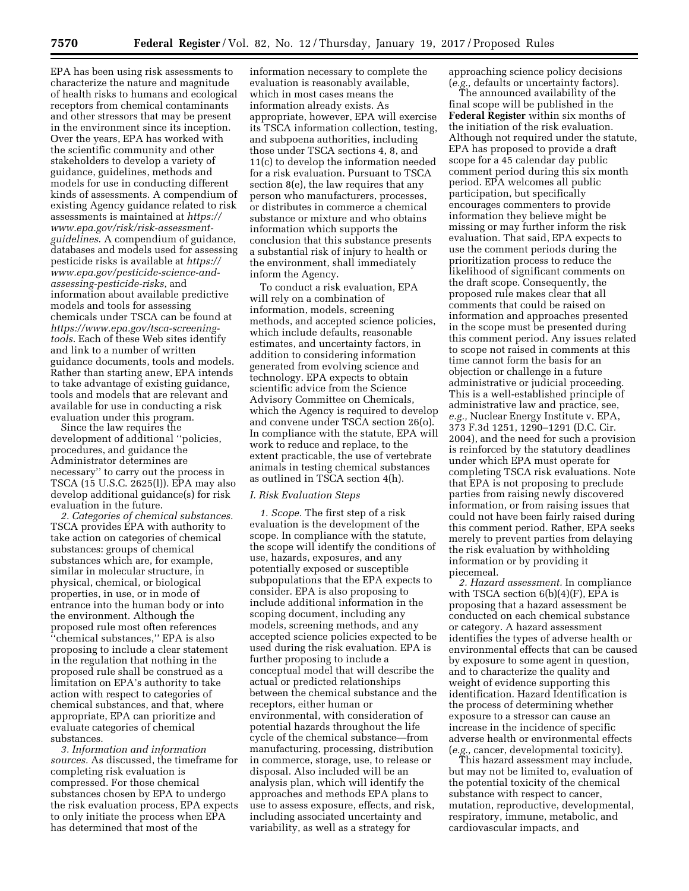EPA has been using risk assessments to characterize the nature and magnitude of health risks to humans and ecological receptors from chemical contaminants and other stressors that may be present in the environment since its inception. Over the years, EPA has worked with the scientific community and other stakeholders to develop a variety of guidance, guidelines, methods and models for use in conducting different kinds of assessments. A compendium of existing Agency guidance related to risk assessments is maintained at *https://www.epa.gov/risk/risk-assessment-guidelines*. A compendium of guidance, databases and models used for assessing pesticide risks is available at *https://www.epa.gov/pesticide-science-and-assessing-pesticide-risks*, and information about available predictive models and tools for assessing chemicals under TSCA can be found at *https://www.epa.gov/tsca-screening-tools*. Each of these Web sites identify and link to a number of written guidance documents, tools and models. Rather than starting anew, EPA intends to take advantage of existing guidance, tools and models that are relevant and available for use in conducting a risk evaluation under this program.

Since the law requires the development of additional ''policies, procedures, and guidance the Administrator determines are necessary'' to carry out the process in TSCA (15 U.S.C. 2625(l)). EPA may also develop additional guidance(s) for risk evaluation in the future.

*2. Categories of chemical substances.* TSCA provides EPA with authority to take action on categories of chemical substances: groups of chemical substances which are, for example, similar in molecular structure, in physical, chemical, or biological properties, in use, or in mode of entrance into the human body or into the environment. Although the proposed rule most often references ''chemical substances,'' EPA is also proposing to include a clear statement in the regulation that nothing in the proposed rule shall be construed as a limitation on EPA's authority to take action with respect to categories of chemical substances, and that, where appropriate, EPA can prioritize and evaluate categories of chemical substances.

*3. Information and information sources.* As discussed, the timeframe for completing risk evaluation is compressed. For those chemical substances chosen by EPA to undergo the risk evaluation process, EPA expects to only initiate the process when EPA has determined that most of the information necessary to complete the evaluation is reasonably available, which in most cases means the information already exists. As appropriate, however, EPA will exercise its TSCA information collection, testing, and subpoena authorities, including those under TSCA sections 4, 8, and 11(c) to develop the information needed for a risk evaluation. Pursuant to TSCA section 8(e), the law requires that any person who manufacturers, processes, or distributes in commerce a chemical substance or mixture and who obtains information which supports the conclusion that this substance presents a substantial risk of injury to health or the environment, shall immediately inform the Agency.

To conduct a risk evaluation, EPA will rely on a combination of information, models, screening methods, and accepted science policies, which include defaults, reasonable estimates, and uncertainty factors, in addition to considering information generated from evolving science and technology. EPA expects to obtain scientific advice from the Science Advisory Committee on Chemicals, which the Agency is required to develop and convene under TSCA section 26(o). In compliance with the statute, EPA will work to reduce and replace, to the extent practicable, the use of vertebrate animals in testing chemical substances as outlined in TSCA section 4(h).

### *I. Risk Evaluation Steps*

*1. Scope.* The first step of a risk evaluation is the development of the scope. In compliance with the statute, the scope will identify the conditions of use, hazards, exposures, and any potentially exposed or susceptible subpopulations that the EPA expects to consider. EPA is also proposing to include additional information in the scoping document, including any models, screening methods, and any accepted science policies expected to be used during the risk evaluation. EPA is further proposing to include a conceptual model that will describe the actual or predicted relationships between the chemical substance and the receptors, either human or environmental, with consideration of potential hazards throughout the life cycle of the chemical substance—from manufacturing, processing, distribution in commerce, storage, use, to release or disposal. Also included will be an analysis plan, which will identify the approaches and methods EPA plans to use to assess exposure, effects, and risk, including associated uncertainty and variability, as well as a strategy for approaching science policy decisions (*e.g.,* defaults or uncertainty factors).

The announced availability of the final scope will be published in the **Federal Register** within six months of the initiation of the risk evaluation. Although not required under the statute, EPA has proposed to provide a draft scope for a 45 calendar day public comment period during this six month period. EPA welcomes all public participation, but specifically encourages commenters to provide information they believe might be missing or may further inform the risk evaluation. That said, EPA expects to use the comment periods during the prioritization process to reduce the likelihood of significant comments on the draft scope. Consequently, the proposed rule makes clear that all comments that could be raised on information and approaches presented in the scope must be presented during this comment period. Any issues related to scope not raised in comments at this time cannot form the basis for an objection or challenge in a future administrative or judicial proceeding. This is a well-established principle of administrative law and practice, see, *e.g.,* Nuclear Energy Institute v. EPA, 373 F.3d 1251, 1290–1291 (D.C. Cir. 2004), and the need for such a provision is reinforced by the statutory deadlines under which EPA must operate for completing TSCA risk evaluations. Note that EPA is not proposing to preclude parties from raising newly discovered information, or from raising issues that could not have been fairly raised during this comment period. Rather, EPA seeks merely to prevent parties from delaying the risk evaluation by withholding information or by providing it piecemeal.

*2. Hazard assessment.* In compliance with TSCA section 6(b)(4)(F), EPA is proposing that a hazard assessment be conducted on each chemical substance or category. A hazard assessment identifies the types of adverse health or environmental effects that can be caused by exposure to some agent in question, and to characterize the quality and weight of evidence supporting this identification. Hazard Identification is the process of determining whether exposure to a stressor can cause an increase in the incidence of specific adverse health or environmental effects (*e.g.,* cancer, developmental toxicity).

This hazard assessment may include, but may not be limited to, evaluation of the potential toxicity of the chemical substance with respect to cancer, mutation, reproductive, developmental, respiratory, immune, metabolic, and cardiovascular impacts, and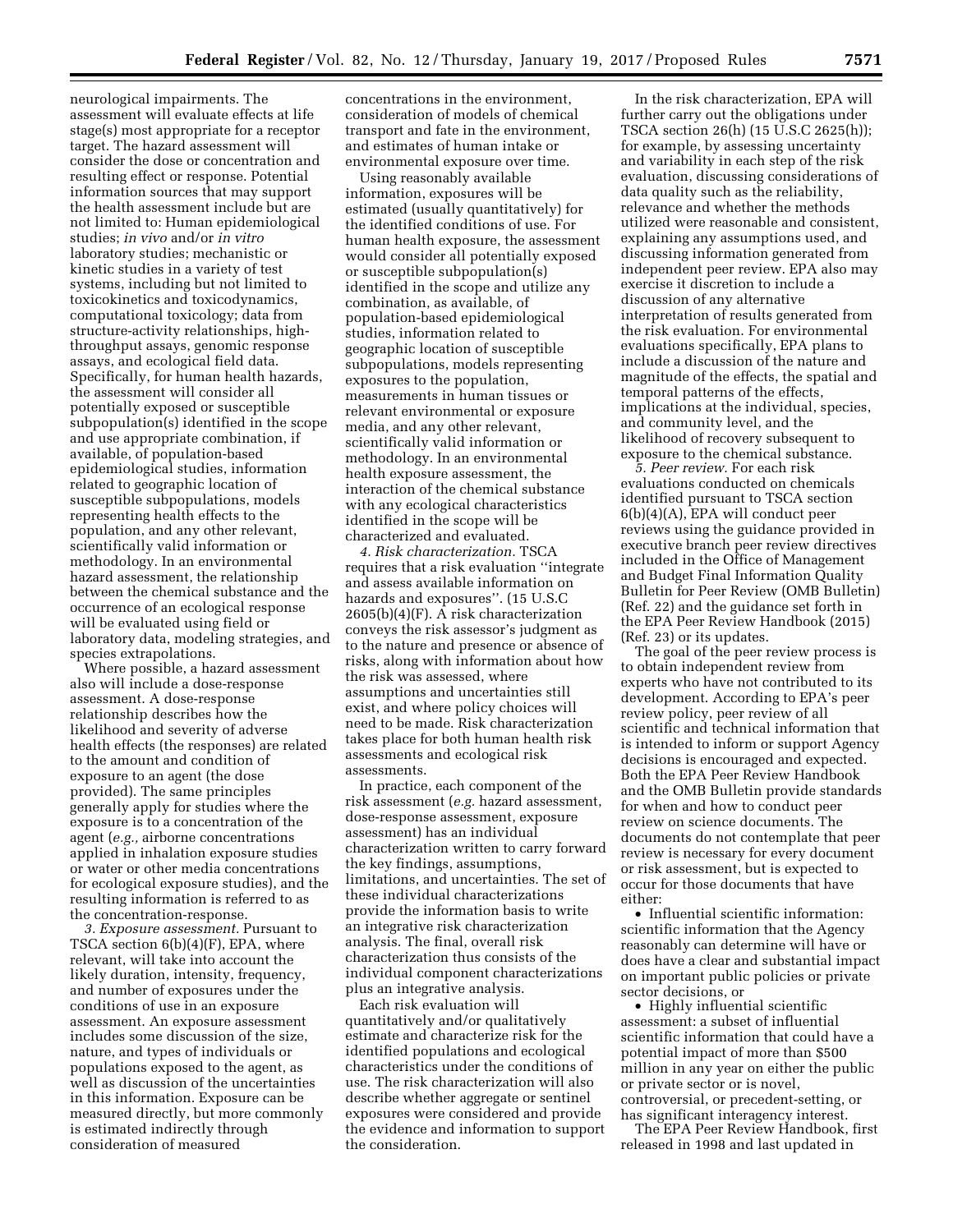neurological impairments. The assessment will evaluate effects at life stage(s) most appropriate for a receptor target. The hazard assessment will consider the dose or concentration and resulting effect or response. Potential information sources that may support the health assessment include but are not limited to: Human epidemiological studies; *in vivo* and/or *in vitro* laboratory studies; mechanistic or kinetic studies in a variety of test systems, including but not limited to toxicokinetics and toxicodynamics, computational toxicology; data from structure-activity relationships, high-throughput assays, genomic response assays, and ecological field data. Specifically, for human health hazards, the assessment will consider all potentially exposed or susceptible subpopulation(s) identified in the scope and use appropriate combination, if available, of population-based epidemiological studies, information related to geographic location of susceptible subpopulations, models representing health effects to the population, and any other relevant, scientifically valid information or methodology. In an environmental hazard assessment, the relationship between the chemical substance and the occurrence of an ecological response will be evaluated using field or laboratory data, modeling strategies, and species extrapolations.

Where possible, a hazard assessment also will include a dose-response assessment. A dose-response relationship describes how the likelihood and severity of adverse health effects (the responses) are related to the amount and condition of exposure to an agent (the dose provided). The same principles generally apply for studies where the exposure is to a concentration of the agent (*e.g.,* airborne concentrations applied in inhalation exposure studies or water or other media concentrations for ecological exposure studies), and the resulting information is referred to as the concentration-response.

*3. Exposure assessment.* Pursuant to TSCA section 6(b)(4)(F), EPA, where relevant, will take into account the likely duration, intensity, frequency, and number of exposures under the conditions of use in an exposure assessment. An exposure assessment includes some discussion of the size, nature, and types of individuals or populations exposed to the agent, as well as discussion of the uncertainties in this information. Exposure can be measured directly, but more commonly is estimated indirectly through consideration of measured concentrations in the environment, consideration of models of chemical transport and fate in the environment, and estimates of human intake or environmental exposure over time.

Using reasonably available information, exposures will be estimated (usually quantitatively) for the identified conditions of use. For human health exposure, the assessment would consider all potentially exposed or susceptible subpopulation(s) identified in the scope and utilize any combination, as available, of population-based epidemiological studies, information related to geographic location of susceptible subpopulations, models representing exposures to the population, measurements in human tissues or relevant environmental or exposure media, and any other relevant, scientifically valid information or methodology. In an environmental health exposure assessment, the interaction of the chemical substance with any ecological characteristics identified in the scope will be characterized and evaluated.

*4. Risk characterization.* TSCA requires that a risk evaluation ''integrate and assess available information on hazards and exposures''. (15 U.S.C 2605(b)(4)(F). A risk characterization conveys the risk assessor's judgment as to the nature and presence or absence of risks, along with information about how the risk was assessed, where assumptions and uncertainties still exist, and where policy choices will need to be made. Risk characterization takes place for both human health risk assessments and ecological risk assessments.

In practice, each component of the risk assessment (*e.g.* hazard assessment, dose-response assessment, exposure assessment) has an individual characterization written to carry forward the key findings, assumptions, limitations, and uncertainties. The set of these individual characterizations provide the information basis to write an integrative risk characterization analysis. The final, overall risk characterization thus consists of the individual component characterizations plus an integrative analysis.

Each risk evaluation will quantitatively and/or qualitatively estimate and characterize risk for the identified populations and ecological characteristics under the conditions of use. The risk characterization will also describe whether aggregate or sentinel exposures were considered and provide the evidence and information to support the consideration.

In the risk characterization, EPA will further carry out the obligations under TSCA section 26(h) (15 U.S.C 2625(h)); for example, by assessing uncertainty and variability in each step of the risk evaluation, discussing considerations of data quality such as the reliability, relevance and whether the methods utilized were reasonable and consistent, explaining any assumptions used, and discussing information generated from independent peer review. EPA also may exercise it discretion to include a discussion of any alternative interpretation of results generated from the risk evaluation. For environmental evaluations specifically, EPA plans to include a discussion of the nature and magnitude of the effects, the spatial and temporal patterns of the effects, implications at the individual, species, and community level, and the likelihood of recovery subsequent to exposure to the chemical substance.

*5. Peer review.* For each risk evaluations conducted on chemicals identified pursuant to TSCA section 6(b)(4)(A), EPA will conduct peer reviews using the guidance provided in executive branch peer review directives included in the Office of Management and Budget Final Information Quality Bulletin for Peer Review (OMB Bulletin) (Ref. 22) and the guidance set forth in the EPA Peer Review Handbook (2015) (Ref. 23) or its updates.

The goal of the peer review process is to obtain independent review from experts who have not contributed to its development. According to EPA's peer review policy, peer review of all scientific and technical information that is intended to inform or support Agency decisions is encouraged and expected. Both the EPA Peer Review Handbook and the OMB Bulletin provide standards for when and how to conduct peer review on science documents. The documents do not contemplate that peer review is necessary for every document or risk assessment, but is expected to occur for those documents that have either:

- Influential scientific information: scientific information that the Agency reasonably can determine will have or does have a clear and substantial impact on important public policies or private sector decisions, or
- Highly influential scientific assessment: a subset of influential scientific information that could have a potential impact of more than $500 million in any year on either the public or private sector or is novel, controversial, or precedent-setting, or has significant interagency interest.

The EPA Peer Review Handbook, first released in 1998 and last updated in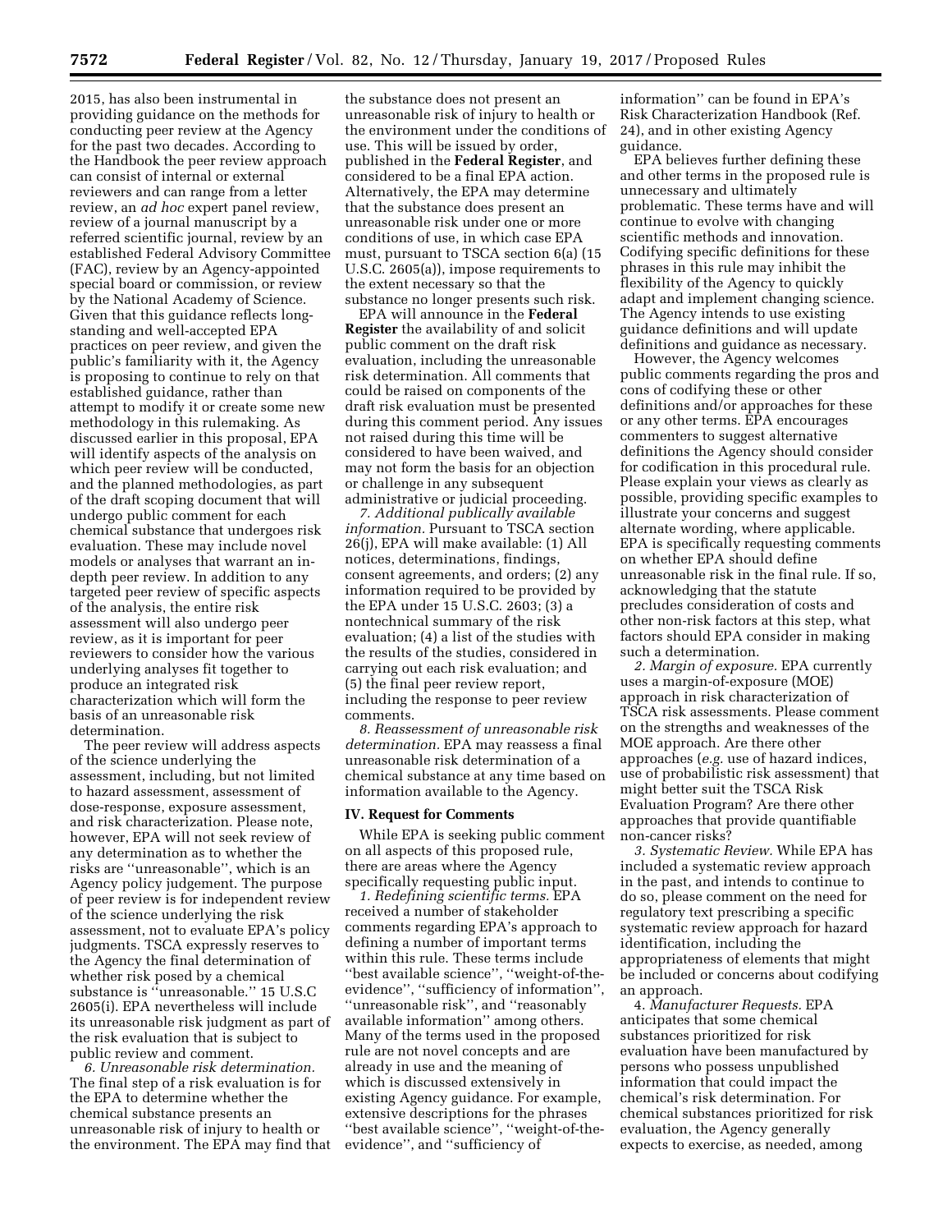2015, has also been instrumental in providing guidance on the methods for conducting peer review at the Agency for the past two decades. According to the Handbook the peer review approach can consist of internal or external reviewers and can range from a letter review, an *ad hoc* expert panel review, review of a journal manuscript by a referred scientific journal, review by an established Federal Advisory Committee (FAC), review by an Agency-appointed special board or commission, or review by the National Academy of Science. Given that this guidance reflects long-standing and well-accepted EPA practices on peer review, and given the public's familiarity with it, the Agency is proposing to continue to rely on that established guidance, rather than attempt to modify it or create some new methodology in this rulemaking. As discussed earlier in this proposal, EPA will identify aspects of the analysis on which peer review will be conducted, and the planned methodologies, as part of the draft scoping document that will undergo public comment for each chemical substance that undergoes risk evaluation. These may include novel models or analyses that warrant an in-depth peer review. In addition to any targeted peer review of specific aspects of the analysis, the entire risk assessment will also undergo peer review, as it is important for peer reviewers to consider how the various underlying analyses fit together to produce an integrated risk characterization which will form the basis of an unreasonable risk determination.

The peer review will address aspects of the science underlying the assessment, including, but not limited to hazard assessment, assessment of dose-response, exposure assessment, and risk characterization. Please note, however, EPA will not seek review of any determination as to whether the risks are ''unreasonable'', which is an Agency policy judgement. The purpose of peer review is for independent review of the science underlying the risk assessment, not to evaluate EPA's policy judgments. TSCA expressly reserves to the Agency the final determination of whether risk posed by a chemical substance is ''unreasonable.'' 15 U.S.C 2605(i). EPA nevertheless will include its unreasonable risk judgment as part of the risk evaluation that is subject to public review and comment.

*6. Unreasonable risk determination.* The final step of a risk evaluation is for the EPA to determine whether the chemical substance presents an unreasonable risk of injury to health or the environment. The EPA may find that the substance does not present an unreasonable risk of injury to health or the environment under the conditions of use. This will be issued by order, published in the **Federal Register**, and considered to be a final EPA action. Alternatively, the EPA may determine that the substance does present an unreasonable risk under one or more conditions of use, in which case EPA must, pursuant to TSCA section 6(a) (15 U.S.C. 2605(a)), impose requirements to the extent necessary so that the substance no longer presents such risk.

EPA will announce in the **Federal Register** the availability of and solicit public comment on the draft risk evaluation, including the unreasonable risk determination. All comments that could be raised on components of the draft risk evaluation must be presented during this comment period. Any issues not raised during this time will be considered to have been waived, and may not form the basis for an objection or challenge in any subsequent administrative or judicial proceeding.

*7. Additional publically available information.* Pursuant to TSCA section 26(j), EPA will make available: (1) All notices, determinations, findings, consent agreements, and orders; (2) any information required to be provided by the EPA under 15 U.S.C. 2603; (3) a nontechnical summary of the risk evaluation; (4) a list of the studies with the results of the studies, considered in carrying out each risk evaluation; and (5) the final peer review report, including the response to peer review comments.

*8. Reassessment of unreasonable risk determination.* EPA may reassess a final unreasonable risk determination of a chemical substance at any time based on information available to the Agency.

## IV. Request for Comments

While EPA is seeking public comment on all aspects of this proposed rule, there are areas where the Agency specifically requesting public input.

*1. Redefining scientific terms.* EPA received a number of stakeholder comments regarding EPA's approach to defining a number of important terms within this rule. These terms include ''best available science'', ''weight-of-the-evidence'', ''sufficiency of information'', ''unreasonable risk'', and ''reasonably available information'' among others. Many of the terms used in the proposed rule are not novel concepts and are already in use and the meaning of which is discussed extensively in existing Agency guidance. For example, extensive descriptions for the phrases ''best available science'', ''weight-of-the-evidence'', and ''sufficiency of information'' can be found in EPA's Risk Characterization Handbook (Ref. 24), and in other existing Agency guidance.

EPA believes further defining these and other terms in the proposed rule is unnecessary and ultimately problematic. These terms have and will continue to evolve with changing scientific methods and innovation. Codifying specific definitions for these phrases in this rule may inhibit the flexibility of the Agency to quickly adapt and implement changing science. The Agency intends to use existing guidance definitions and will update definitions and guidance as necessary.

However, the Agency welcomes public comments regarding the pros and cons of codifying these or other definitions and/or approaches for these or any other terms. EPA encourages commenters to suggest alternative definitions the Agency should consider for codification in this procedural rule. Please explain your views as clearly as possible, providing specific examples to illustrate your concerns and suggest alternate wording, where applicable. EPA is specifically requesting comments on whether EPA should define unreasonable risk in the final rule. If so, acknowledging that the statute precludes consideration of costs and other non-risk factors at this step, what factors should EPA consider in making such a determination.

*2. Margin of exposure.* EPA currently uses a margin-of-exposure (MOE) approach in risk characterization of TSCA risk assessments. Please comment on the strengths and weaknesses of the MOE approach. Are there other approaches (*e.g.* use of hazard indices, use of probabilistic risk assessment) that might better suit the TSCA Risk Evaluation Program? Are there other approaches that provide quantifiable non-cancer risks?

*3. Systematic Review.* While EPA has included a systematic review approach in the past, and intends to continue to do so, please comment on the need for regulatory text prescribing a specific systematic review approach for hazard identification, including the appropriateness of elements that might be included or concerns about codifying an approach.

4. *Manufacturer Requests.* EPA anticipates that some chemical substances prioritized for risk evaluation have been manufactured by persons who possess unpublished information that could impact the chemical's risk determination. For chemical substances prioritized for risk evaluation, the Agency generally expects to exercise, as needed, among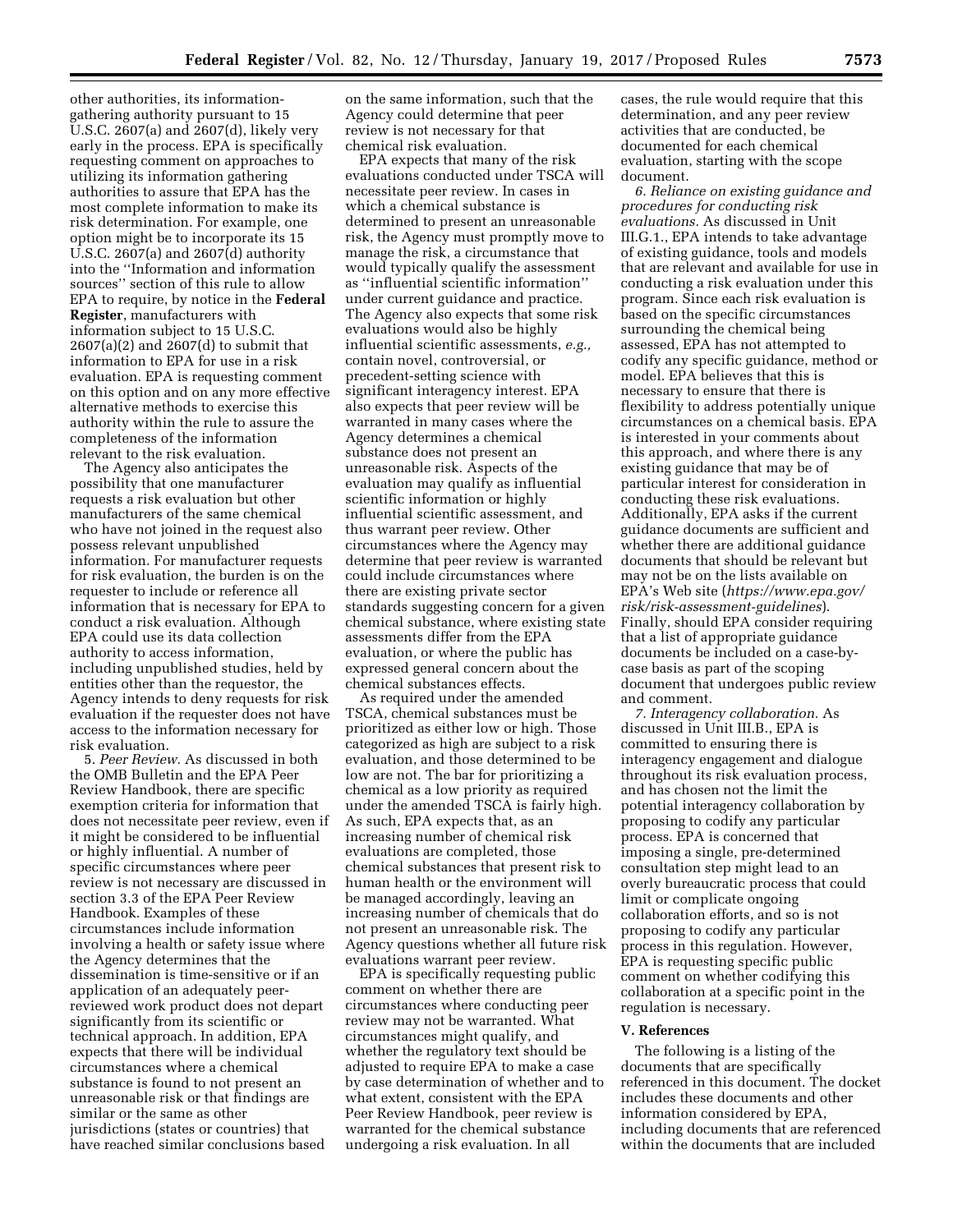other authorities, its information-gathering authority pursuant to 15 U.S.C. 2607(a) and 2607(d), likely very early in the process. EPA is specifically requesting comment on approaches to utilizing its information gathering authorities to assure that EPA has the most complete information to make its risk determination. For example, one option might be to incorporate its 15 U.S.C. 2607(a) and 2607(d) authority into the ''Information and information sources'' section of this rule to allow EPA to require, by notice in the **Federal Register**, manufacturers with information subject to 15 U.S.C. 2607(a)(2) and 2607(d) to submit that information to EPA for use in a risk evaluation. EPA is requesting comment on this option and on any more effective alternative methods to exercise this authority within the rule to assure the completeness of the information relevant to the risk evaluation.

The Agency also anticipates the possibility that one manufacturer requests a risk evaluation but other manufacturers of the same chemical who have not joined in the request also possess relevant unpublished information. For manufacturer requests for risk evaluation, the burden is on the requester to include or reference all information that is necessary for EPA to conduct a risk evaluation. Although EPA could use its data collection authority to access information, including unpublished studies, held by entities other than the requestor, the Agency intends to deny requests for risk evaluation if the requester does not have access to the information necessary for risk evaluation.

5. *Peer Review.* As discussed in both the OMB Bulletin and the EPA Peer Review Handbook, there are specific exemption criteria for information that does not necessitate peer review, even if it might be considered to be influential or highly influential. A number of specific circumstances where peer review is not necessary are discussed in section 3.3 of the EPA Peer Review Handbook. Examples of these circumstances include information involving a health or safety issue where the Agency determines that the dissemination is time-sensitive or if an application of an adequately peer-reviewed work product does not depart significantly from its scientific or technical approach. In addition, EPA expects that there will be individual circumstances where a chemical substance is found to not present an unreasonable risk or that findings are similar or the same as other jurisdictions (states or countries) that have reached similar conclusions based on the same information, such that the Agency could determine that peer review is not necessary for that chemical risk evaluation.

EPA expects that many of the risk evaluations conducted under TSCA will necessitate peer review. In cases in which a chemical substance is determined to present an unreasonable risk, the Agency must promptly move to manage the risk, a circumstance that would typically qualify the assessment as ''influential scientific information'' under current guidance and practice. The Agency also expects that some risk evaluations would also be highly influential scientific assessments, *e.g.,* contain novel, controversial, or precedent-setting science with significant interagency interest. EPA also expects that peer review will be warranted in many cases where the Agency determines a chemical substance does not present an unreasonable risk. Aspects of the evaluation may qualify as influential scientific information or highly influential scientific assessment, and thus warrant peer review. Other circumstances where the Agency may determine that peer review is warranted could include circumstances where there are existing private sector standards suggesting concern for a given chemical substance, where existing state assessments differ from the EPA evaluation, or where the public has expressed general concern about the chemical substances effects.

As required under the amended TSCA, chemical substances must be prioritized as either low or high. Those categorized as high are subject to a risk evaluation, and those determined to be low are not. The bar for prioritizing a chemical as a low priority as required under the amended TSCA is fairly high. As such, EPA expects that, as an increasing number of chemical risk evaluations are completed, those chemical substances that present risk to human health or the environment will be managed accordingly, leaving an increasing number of chemicals that do not present an unreasonable risk. The Agency questions whether all future risk evaluations warrant peer review.

EPA is specifically requesting public comment on whether there are circumstances where conducting peer review may not be warranted. What circumstances might qualify, and whether the regulatory text should be adjusted to require EPA to make a case by case determination of whether and to what extent, consistent with the EPA Peer Review Handbook, peer review is warranted for the chemical substance undergoing a risk evaluation. In all cases, the rule would require that this determination, and any peer review activities that are conducted, be documented for each chemical evaluation, starting with the scope document.

*6. Reliance on existing guidance and procedures for conducting risk evaluations.* As discussed in Unit III.G.1., EPA intends to take advantage of existing guidance, tools and models that are relevant and available for use in conducting a risk evaluation under this program. Since each risk evaluation is based on the specific circumstances surrounding the chemical being assessed, EPA has not attempted to codify any specific guidance, method or model. EPA believes that this is necessary to ensure that there is flexibility to address potentially unique circumstances on a chemical basis. EPA is interested in your comments about this approach, and where there is any existing guidance that may be of particular interest for consideration in conducting these risk evaluations. Additionally, EPA asks if the current guidance documents are sufficient and whether there are additional guidance documents that should be relevant but may not be on the lists available on EPA's Web site (*https://www.epa.gov/risk/risk-assessment-guidelines*). Finally, should EPA consider requiring that a list of appropriate guidance documents be included on a case-by-case basis as part of the scoping document that undergoes public review and comment.

*7. Interagency collaboration.* As discussed in Unit III.B., EPA is committed to ensuring there is interagency engagement and dialogue throughout its risk evaluation process, and has chosen not the limit the potential interagency collaboration by proposing to codify any particular process. EPA is concerned that imposing a single, pre-determined consultation step might lead to an overly bureaucratic process that could limit or complicate ongoing collaboration efforts, and so is not proposing to codify any particular process in this regulation. However, EPA is requesting specific public comment on whether codifying this collaboration at a specific point in the regulation is necessary.

## V. References

The following is a listing of the documents that are specifically referenced in this document. The docket includes these documents and other information considered by EPA, including documents that are referenced within the documents that are included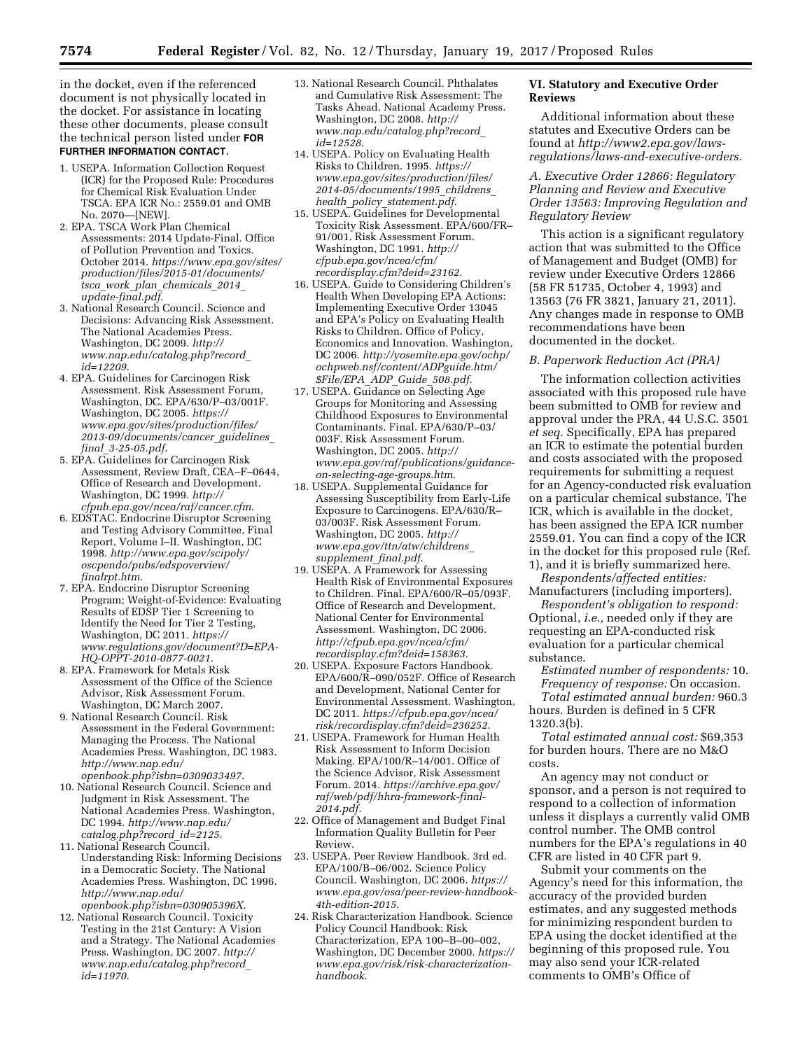in the docket, even if the referenced document is not physically located in the docket. For assistance in locating these other documents, please consult the technical person listed under **FOR FURTHER INFORMATION CONTACT**.

1. USEPA. Information Collection Request (ICR) for the Proposed Rule: Procedures for Chemical Risk Evaluation Under TSCA. EPA ICR No.: 2559.01 and OMB No. 2070—[NEW].
2. EPA. TSCA Work Plan Chemical Assessments: 2014 Update-Final. Office of Pollution Prevention and Toxics. October 2014. *https://www.epa.gov/sites/production/files/2015-01/documents/tsca_work_plan_chemicals_2014_update-final.pdf*.
3. National Research Council. Science and Decisions: Advancing Risk Assessment. The National Academies Press. Washington, DC 2009. *http://www.nap.edu/catalog.php?record_id=12209*.
4. EPA. Guidelines for Carcinogen Risk Assessment. Risk Assessment Forum, Washington, DC. EPA/630/P–03/001F. Washington, DC 2005. *https://www.epa.gov/sites/production/files/2013-09/documents/cancer_guidelines_final_3-25-05.pdf*.
5. EPA. Guidelines for Carcinogen Risk Assessment, Review Draft, CEA–F–0644, Office of Research and Development. Washington, DC 1999. *http://cfpub.epa.gov/ncea/raf/cancer.cfm*.
6. EDSTAC. Endocrine Disruptor Screening and Testing Advisory Committee, Final Report, Volume I–II. Washington, DC 1998. *http://www.epa.gov/scipoly/oscpendo/pubs/edspoverview/finalrpt.htm*.
7. EPA. Endocrine Disruptor Screening Program; Weight-of-Evidence: Evaluating Results of EDSP Tier 1 Screening to Identify the Need for Tier 2 Testing, Washington, DC 2011. *https://www.regulations.gov/document?D=EPA-HQ-OPPT-2010-0877-0021*.
8. EPA. Framework for Metals Risk Assessment of the Office of the Science Advisor, Risk Assessment Forum. Washington, DC March 2007.
9. National Research Council. Risk Assessment in the Federal Government: Managing the Process. The National Academies Press. Washington, DC 1983. *http://www.nap.edu/openbook.php?isbn=0309033497*.
10. National Research Council. Science and Judgment in Risk Assessment. The National Academies Press. Washington, DC 1994. *http://www.nap.edu/catalog.php?record_id=2125*.
11. National Research Council. Understanding Risk: Informing Decisions in a Democratic Society. The National Academies Press. Washington, DC 1996. *http://www.nap.edu/openbook.php?isbn=030905396X*.
12. National Research Council. Toxicity Testing in the 21st Century: A Vision and a Strategy. The National Academies Press. Washington, DC 2007. *http://www.nap.edu/catalog.php?record_id=11970*.
13. National Research Council. Phthalates and Cumulative Risk Assessment: The Tasks Ahead. National Academy Press. Washington, DC 2008. *http://www.nap.edu/catalog.php?record_id=12528*.
14. USEPA. Policy on Evaluating Health Risks to Children. 1995. *https://www.epa.gov/sites/production/files/2014-05/documents/1995_childrens_health_policy_statement.pdf*.
15. USEPA. Guidelines for Developmental Toxicity Risk Assessment. EPA/600/FR–91/001. Risk Assessment Forum. Washington, DC 1991. *http://cfpub.epa.gov/ncea/cfm/recordisplay.cfm?deid=23162*.
16. USEPA. Guide to Considering Children's Health When Developing EPA Actions: Implementing Executive Order 13045 and EPA's Policy on Evaluating Health Risks to Children. Office of Policy, Economics and Innovation. Washington, DC 2006. *http://yosemite.epa.gov/ochp/ochpweb.nsf/content/ADPguide.htm/$File/EPA_ADP_Guide_508.pdf*.
17. USEPA. Guidance on Selecting Age Groups for Monitoring and Assessing Childhood Exposures to Environmental Contaminants. Final. EPA/630/P–03/003F. Risk Assessment Forum. Washington, DC 2005. *http://www.epa.gov/raf/publications/guidance-on-selecting-age-groups.htm*.
18. USEPA. Supplemental Guidance for Assessing Susceptibility from Early-Life Exposure to Carcinogens. EPA/630/R–03/003F. Risk Assessment Forum. Washington, DC 2005. *http://www.epa.gov/ttn/atw/childrens_supplement_final.pdf*.
19. USEPA. A Framework for Assessing Health Risk of Environmental Exposures to Children. Final. EPA/600/R–05/093F. Office of Research and Development, National Center for Environmental Assessment. Washington, DC 2006. *http://cfpub.epa.gov/ncea/cfm/recordisplay.cfm?deid=158363*.
20. USEPA. Exposure Factors Handbook. EPA/600/R–090/052F. Office of Research and Development, National Center for Environmental Assessment. Washington, DC 2011. *https://cfpub.epa.gov/ncea/risk/recordisplay.cfm?deid=236252*.
21. USEPA. Framework for Human Health Risk Assessment to Inform Decision Making. EPA/100/R–14/001. Office of the Science Advisor, Risk Assessment Forum. 2014. *https://archive.epa.gov/raf/web/pdf/hhra-framework-final-2014.pdf*.
22. Office of Management and Budget Final Information Quality Bulletin for Peer Review.
23. USEPA. Peer Review Handbook. 3rd ed. EPA/100/B–06/002. Science Policy Council. Washington, DC 2006. *https://www.epa.gov/osa/peer-review-handbook-4th-edition-2015*.
24. Risk Characterization Handbook. Science Policy Council Handbook: Risk Characterization, EPA 100–B–00–002, Washington, DC December 2000. *https://www.epa.gov/risk/risk-characterization-handbook*.

## VI. Statutory and Executive Order Reviews

Additional information about these statutes and Executive Orders can be found at *http://www2.epa.gov/laws-regulations/laws-and-executive-orders*.

### *A. Executive Order 12866: Regulatory Planning and Review and Executive Order 13563: Improving Regulation and Regulatory Review*

This action is a significant regulatory action that was submitted to the Office of Management and Budget (OMB) for review under Executive Orders 12866 (58 FR 51735, October 4, 1993) and 13563 (76 FR 3821, January 21, 2011). Any changes made in response to OMB recommendations have been documented in the docket.

### *B. Paperwork Reduction Act (PRA)*

The information collection activities associated with this proposed rule have been submitted to OMB for review and approval under the PRA, 44 U.S.C. 3501 *et seq.* Specifically, EPA has prepared an ICR to estimate the potential burden and costs associated with the proposed requirements for submitting a request for an Agency-conducted risk evaluation on a particular chemical substance. The ICR, which is available in the docket, has been assigned the EPA ICR number 2559.01. You can find a copy of the ICR in the docket for this proposed rule (Ref. 1), and it is briefly summarized here.

*Respondents/affected entities:* Manufacturers (including importers).

*Respondent's obligation to respond:* Optional, *i.e.,* needed only if they are requesting an EPA-conducted risk evaluation for a particular chemical substance.

*Estimated number of respondents:* 10.

*Frequency of response:* On occasion.

*Total estimated annual burden:* 960.3 hours. Burden is defined in 5 CFR 1320.3(b).

*Total estimated annual cost:* $69,353 for burden hours. There are no M&O costs.

An agency may not conduct or sponsor, and a person is not required to respond to a collection of information unless it displays a currently valid OMB control number. The OMB control numbers for the EPA's regulations in 40 CFR are listed in 40 CFR part 9.

Submit your comments on the Agency's need for this information, the accuracy of the provided burden estimates, and any suggested methods for minimizing respondent burden to EPA using the docket identified at the beginning of this proposed rule. You may also send your ICR-related comments to OMB's Office of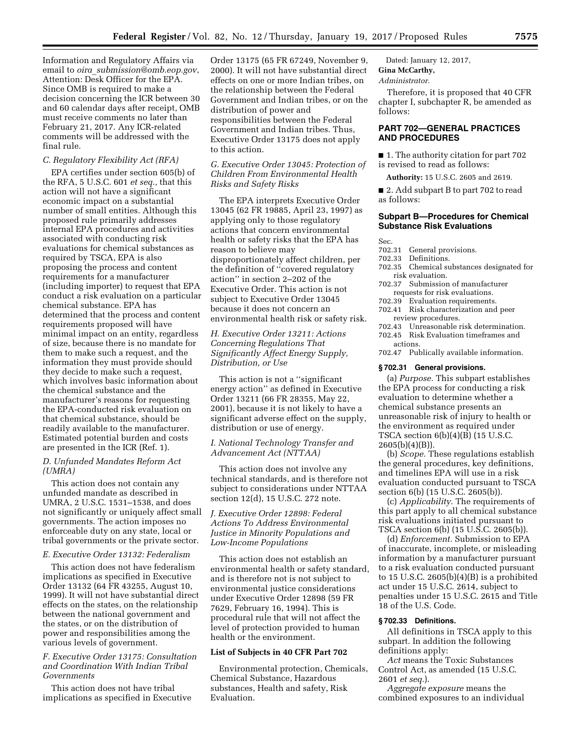Information and Regulatory Affairs via email to *oira_submission@omb.eop.gov*, Attention: Desk Officer for the EPA. Since OMB is required to make a decision concerning the ICR between 30 and 60 calendar days after receipt, OMB must receive comments no later than February 21, 2017. Any ICR-related comments will be addressed with the final rule.

### *C. Regulatory Flexibility Act (RFA)*

EPA certifies under section 605(b) of the RFA, 5 U.S.C. 601 *et seq.,* that this action will not have a significant economic impact on a substantial number of small entities. Although this proposed rule primarily addresses internal EPA procedures and activities associated with conducting risk evaluations for chemical substances as required by TSCA, EPA is also proposing the process and content requirements for a manufacturer (including importer) to request that EPA conduct a risk evaluation on a particular chemical substance. EPA has determined that the process and content requirements proposed will have minimal impact on an entity, regardless of size, because there is no mandate for them to make such a request, and the information they must provide should they decide to make such a request, which involves basic information about the chemical substance and the manufacturer's reasons for requesting the EPA-conducted risk evaluation on that chemical substance, should be readily available to the manufacturer. Estimated potential burden and costs are presented in the ICR (Ref. 1).

### *D. Unfunded Mandates Reform Act (UMRA)*

This action does not contain any unfunded mandate as described in UMRA, 2 U.S.C. 1531–1538, and does not significantly or uniquely affect small governments. The action imposes no enforceable duty on any state, local or tribal governments or the private sector.

### *E. Executive Order 13132: Federalism*

This action does not have federalism implications as specified in Executive Order 13132 (64 FR 43255, August 10, 1999). It will not have substantial direct effects on the states, on the relationship between the national government and the states, or on the distribution of power and responsibilities among the various levels of government.

### *F. Executive Order 13175: Consultation and Coordination With Indian Tribal Governments*

This action does not have tribal implications as specified in Executive Order 13175 (65 FR 67249, November 9, 2000). It will not have substantial direct effects on one or more Indian tribes, on the relationship between the Federal Government and Indian tribes, or on the distribution of power and responsibilities between the Federal Government and Indian tribes. Thus, Executive Order 13175 does not apply to this action.

### *G. Executive Order 13045: Protection of Children From Environmental Health Risks and Safety Risks*

The EPA interprets Executive Order 13045 (62 FR 19885, April 23, 1997) as applying only to those regulatory actions that concern environmental health or safety risks that the EPA has reason to believe may disproportionately affect children, per the definition of "covered regulatory action" in section 2–202 of the Executive Order. This action is not subject to Executive Order 13045 because it does not concern an environmental health risk or safety risk.

### *H. Executive Order 13211: Actions Concerning Regulations That Significantly Affect Energy Supply, Distribution, or Use*

This action is not a "significant energy action" as defined in Executive Order 13211 (66 FR 28355, May 22, 2001), because it is not likely to have a significant adverse effect on the supply, distribution or use of energy.

### *I. National Technology Transfer and Advancement Act (NTTAA)*

This action does not involve any technical standards, and is therefore not subject to considerations under NTTAA section 12(d), 15 U.S.C. 272 note.

### *J. Executive Order 12898: Federal Actions To Address Environmental Justice in Minority Populations and Low-Income Populations*

This action does not establish an environmental health or safety standard, and is therefore not is not subject to environmental justice considerations under Executive Order 12898 (59 FR 7629, February 16, 1994). This is procedural rule that will not affect the level of protection provided to human health or the environment.

### List of Subjects in 40 CFR Part 702

Environmental protection, Chemicals, Chemical Substance, Hazardous substances, Health and safety, Risk Evaluation.

Dated: January 12, 2017.

**Gina McCarthy,**

*Administrator.*

Therefore, it is proposed that 40 CFR chapter I, subchapter R, be amended as follows:

## PART 702—GENERAL PRACTICES AND PROCEDURES

■ 1. The authority citation for part 702 is revised to read as follows:

**Authority:** 15 U.S.C. 2605 and 2619.

■ 2. Add subpart B to part 702 to read as follows:

### Subpart B—Procedures for Chemical Substance Risk Evaluations

Sec.
702.31 General provisions.
702.33 Definitions.
702.35 Chemical substances designated for risk evaluation.
702.37 Submission of manufacturer requests for risk evaluations.
702.39 Evaluation requirements.
702.41 Risk characterization and peer review procedures.
702.43 Unreasonable risk determination.
702.45 Risk Evaluation timeframes and actions.
702.47 Publically available information.

#### § 702.31 General provisions.

(a) *Purpose.* This subpart establishes the EPA process for conducting a risk evaluation to determine whether a chemical substance presents an unreasonable risk of injury to health or the environment as required under TSCA section 6(b)(4)(B) (15 U.S.C. 2605(b)(4)(B)).

(b) *Scope.* These regulations establish the general procedures, key definitions, and timelines EPA will use in a risk evaluation conducted pursuant to TSCA section 6(b) (15 U.S.C. 2605(b)).

(c) *Applicability.* The requirements of this part apply to all chemical substance risk evaluations initiated pursuant to TSCA section 6(b) (15 U.S.C. 2605(b)).

(d) *Enforcement.* Submission to EPA of inaccurate, incomplete, or misleading information by a manufacturer pursuant to a risk evaluation conducted pursuant to 15 U.S.C. 2605(b)(4)(B) is a prohibited act under 15 U.S.C. 2614, subject to penalties under 15 U.S.C. 2615 and Title 18 of the U.S. Code.

#### § 702.33 Definitions.

All definitions in TSCA apply to this subpart. In addition the following definitions apply:

*Act* means the Toxic Substances Control Act, as amended (15 U.S.C. 2601 *et seq.*).

*Aggregate exposure* means the combined exposures to an individual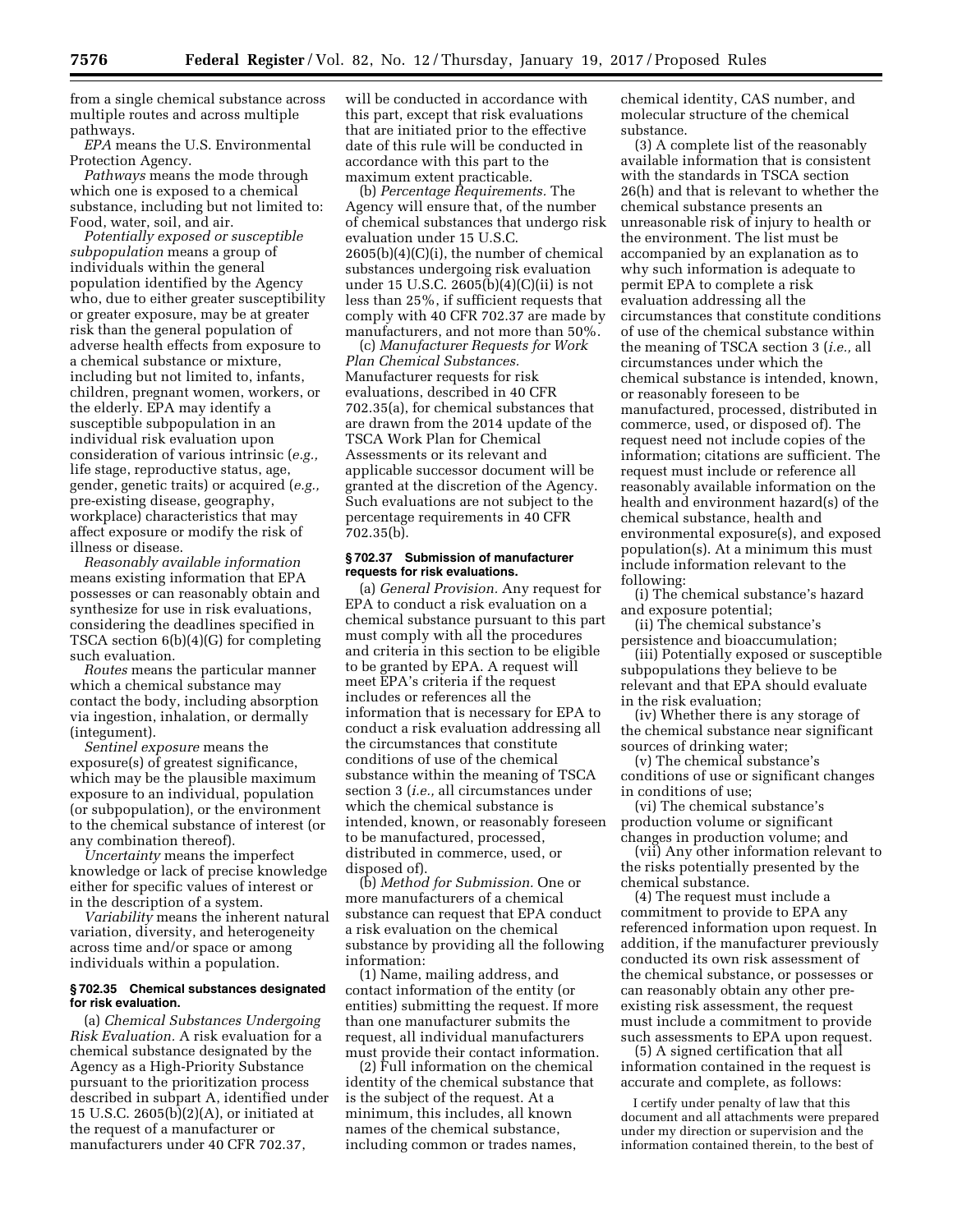from a single chemical substance across multiple routes and across multiple pathways.

*EPA* means the U.S. Environmental Protection Agency.

*Pathways* means the mode through which one is exposed to a chemical substance, including but not limited to: Food, water, soil, and air.

*Potentially exposed or susceptible subpopulation* means a group of individuals within the general population identified by the Agency who, due to either greater susceptibility or greater exposure, may be at greater risk than the general population of adverse health effects from exposure to a chemical substance or mixture, including but not limited to, infants, children, pregnant women, workers, or the elderly. EPA may identify a susceptible subpopulation in an individual risk evaluation upon consideration of various intrinsic (*e.g.,* life stage, reproductive status, age, gender, genetic traits) or acquired (*e.g.,* pre-existing disease, geography, workplace) characteristics that may affect exposure or modify the risk of illness or disease.

*Reasonably available information* means existing information that EPA possesses or can reasonably obtain and synthesize for use in risk evaluations, considering the deadlines specified in TSCA section 6(b)(4)(G) for completing such evaluation.

*Routes* means the particular manner which a chemical substance may contact the body, including absorption via ingestion, inhalation, or dermally (integument).

*Sentinel exposure* means the exposure(s) of greatest significance, which may be the plausible maximum exposure to an individual, population (or subpopulation), or the environment to the chemical substance of interest (or any combination thereof).

*Uncertainty* means the imperfect knowledge or lack of precise knowledge either for specific values of interest or in the description of a system.

*Variability* means the inherent natural variation, diversity, and heterogeneity across time and/or space or among individuals within a population.

**§ 702.35 Chemical substances designated for risk evaluation.**

(a) *Chemical Substances Undergoing Risk Evaluation.* A risk evaluation for a chemical substance designated by the Agency as a High-Priority Substance pursuant to the prioritization process described in subpart A, identified under 15 U.S.C. 2605(b)(2)(A), or initiated at the request of a manufacturer or manufacturers under 40 CFR 702.37, will be conducted in accordance with this part, except that risk evaluations that are initiated prior to the effective date of this rule will be conducted in accordance with this part to the maximum extent practicable.

(b) *Percentage Requirements.* The Agency will ensure that, of the number of chemical substances that undergo risk evaluation under 15 U.S.C. 2605(b)(4)(C)(i), the number of chemical substances undergoing risk evaluation under 15 U.S.C. 2605(b)(4)(C)(ii) is not less than 25%, if sufficient requests that comply with 40 CFR 702.37 are made by manufacturers, and not more than 50%.

(c) *Manufacturer Requests for Work Plan Chemical Substances.* Manufacturer requests for risk evaluations, described in 40 CFR 702.35(a), for chemical substances that are drawn from the 2014 update of the TSCA Work Plan for Chemical Assessments or its relevant and applicable successor document will be granted at the discretion of the Agency. Such evaluations are not subject to the percentage requirements in 40 CFR 702.35(b).

**§ 702.37 Submission of manufacturer requests for risk evaluations.**

(a) *General Provision.* Any request for EPA to conduct a risk evaluation on a chemical substance pursuant to this part must comply with all the procedures and criteria in this section to be eligible to be granted by EPA. A request will meet EPA's criteria if the request includes or references all the information that is necessary for EPA to conduct a risk evaluation addressing all the circumstances that constitute conditions of use of the chemical substance within the meaning of TSCA section 3 (*i.e.,* all circumstances under which the chemical substance is intended, known, or reasonably foreseen to be manufactured, processed, distributed in commerce, used, or disposed of).

(b) *Method for Submission.* One or more manufacturers of a chemical substance can request that EPA conduct a risk evaluation on the chemical substance by providing all the following information:

(1) Name, mailing address, and contact information of the entity (or entities) submitting the request. If more than one manufacturer submits the request, all individual manufacturers must provide their contact information.

(2) Full information on the chemical identity of the chemical substance that is the subject of the request. At a minimum, this includes, all known names of the chemical substance, including common or trades names, chemical identity, CAS number, and molecular structure of the chemical substance.

(3) A complete list of the reasonably available information that is consistent with the standards in TSCA section 26(h) and that is relevant to whether the chemical substance presents an unreasonable risk of injury to health or the environment. The list must be accompanied by an explanation as to why such information is adequate to permit EPA to complete a risk evaluation addressing all the circumstances that constitute conditions of use of the chemical substance within the meaning of TSCA section 3 (*i.e.,* all circumstances under which the chemical substance is intended, known, or reasonably foreseen to be manufactured, processed, distributed in commerce, used, or disposed of). The request need not include copies of the information; citations are sufficient. The request must include or reference all reasonably available information on the health and environment hazard(s) of the chemical substance, health and environmental exposure(s), and exposed population(s). At a minimum this must include information relevant to the following:

(i) The chemical substance's hazard and exposure potential;

(ii) The chemical substance's persistence and bioaccumulation;

(iii) Potentially exposed or susceptible subpopulations they believe to be relevant and that EPA should evaluate in the risk evaluation;

(iv) Whether there is any storage of the chemical substance near significant sources of drinking water;

(v) The chemical substance's conditions of use or significant changes in conditions of use;

(vi) The chemical substance's production volume or significant changes in production volume; and

(vii) Any other information relevant to the risks potentially presented by the chemical substance.

(4) The request must include a commitment to provide to EPA any referenced information upon request. In addition, if the manufacturer previously conducted its own risk assessment of the chemical substance, or possesses or can reasonably obtain any other pre-existing risk assessment, the request must include a commitment to provide such assessments to EPA upon request.

(5) A signed certification that all information contained in the request is accurate and complete, as follows:

I certify under penalty of law that this document and all attachments were prepared under my direction or supervision and the information contained therein, to the best of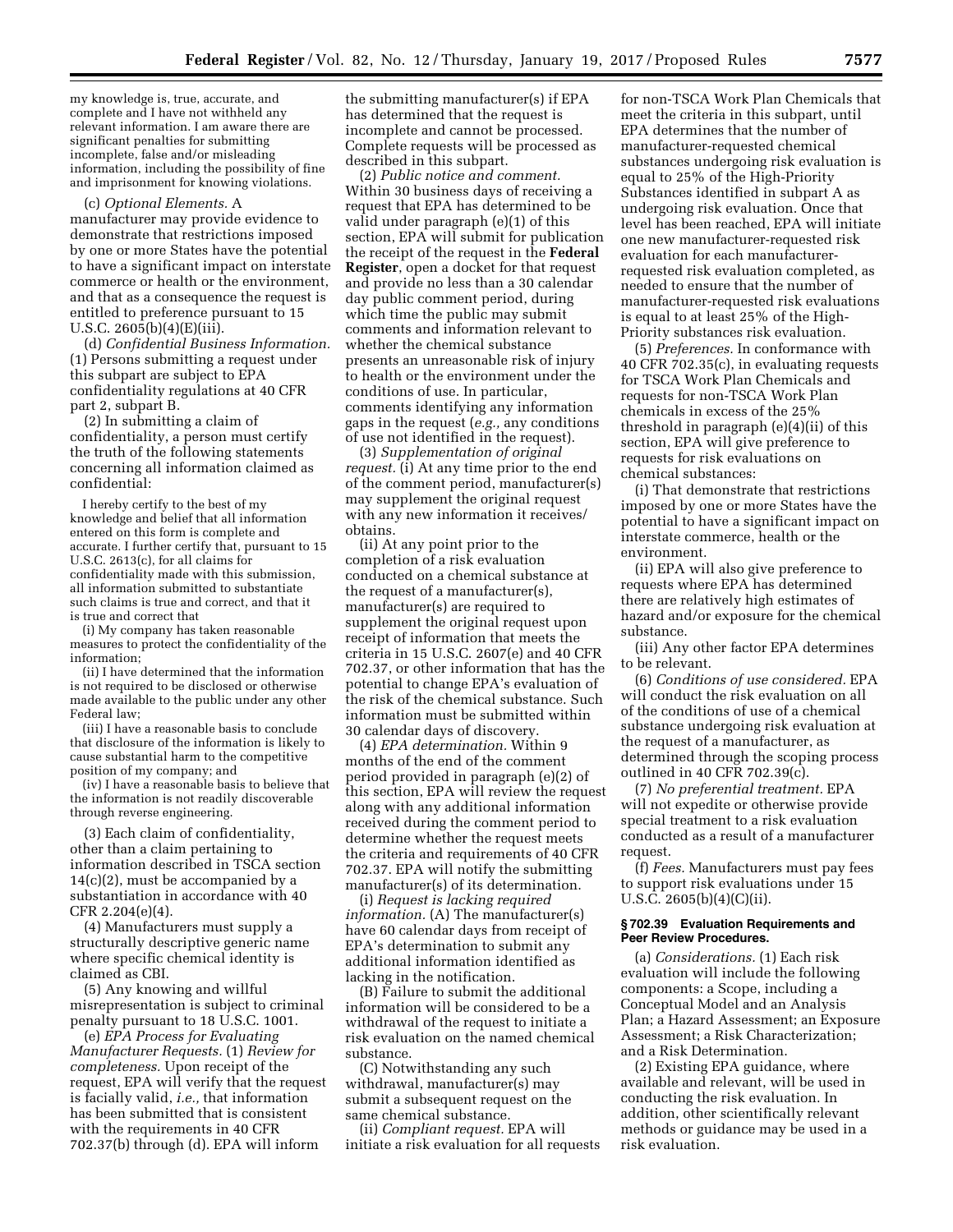my knowledge is, true, accurate, and complete and I have not withheld any relevant information. I am aware there are significant penalties for submitting incomplete, false and/or misleading information, including the possibility of fine and imprisonment for knowing violations.

(c) *Optional Elements.* A manufacturer may provide evidence to demonstrate that restrictions imposed by one or more States have the potential to have a significant impact on interstate commerce or health or the environment, and that as a consequence the request is entitled to preference pursuant to 15 U.S.C. 2605(b)(4)(E)(iii).

(d) *Confidential Business Information.* (1) Persons submitting a request under this subpart are subject to EPA confidentiality regulations at 40 CFR part 2, subpart B.

(2) In submitting a claim of confidentiality, a person must certify the truth of the following statements concerning all information claimed as confidential:

I hereby certify to the best of my knowledge and belief that all information entered on this form is complete and accurate. I further certify that, pursuant to 15 U.S.C. 2613(c), for all claims for confidentiality made with this submission, all information submitted to substantiate such claims is true and correct, and that it is true and correct that

(i) My company has taken reasonable measures to protect the confidentiality of the information;

(ii) I have determined that the information is not required to be disclosed or otherwise made available to the public under any other Federal law;

(iii) I have a reasonable basis to conclude that disclosure of the information is likely to cause substantial harm to the competitive position of my company; and

(iv) I have a reasonable basis to believe that the information is not readily discoverable through reverse engineering.

(3) Each claim of confidentiality, other than a claim pertaining to information described in TSCA section 14(c)(2), must be accompanied by a substantiation in accordance with 40 CFR 2.204(e)(4).

(4) Manufacturers must supply a structurally descriptive generic name where specific chemical identity is claimed as CBI.

(5) Any knowing and willful misrepresentation is subject to criminal penalty pursuant to 18 U.S.C. 1001.

(e) *EPA Process for Evaluating Manufacturer Requests.* (1) *Review for completeness.* Upon receipt of the request, EPA will verify that the request is facially valid, *i.e.,* that information has been submitted that is consistent with the requirements in 40 CFR 702.37(b) through (d). EPA will inform the submitting manufacturer(s) if EPA has determined that the request is incomplete and cannot be processed. Complete requests will be processed as described in this subpart.

(2) *Public notice and comment.* Within 30 business days of receiving a request that EPA has determined to be valid under paragraph (e)(1) of this section, EPA will submit for publication the receipt of the request in the **Federal Register**, open a docket for that request and provide no less than a 30 calendar day public comment period, during which time the public may submit comments and information relevant to whether the chemical substance presents an unreasonable risk of injury to health or the environment under the conditions of use. In particular, comments identifying any information gaps in the request (*e.g.,* any conditions of use not identified in the request).

(3) *Supplementation of original request.* (i) At any time prior to the end of the comment period, manufacturer(s) may supplement the original request with any new information it receives/obtains.

(ii) At any point prior to the completion of a risk evaluation conducted on a chemical substance at the request of a manufacturer(s), manufacturer(s) are required to supplement the original request upon receipt of information that meets the criteria in 15 U.S.C. 2607(e) and 40 CFR 702.37, or other information that has the potential to change EPA's evaluation of the risk of the chemical substance. Such information must be submitted within 30 calendar days of discovery.

(4) *EPA determination.* Within 9 months of the end of the comment period provided in paragraph (e)(2) of this section, EPA will review the request along with any additional information received during the comment period to determine whether the request meets the criteria and requirements of 40 CFR 702.37. EPA will notify the submitting manufacturer(s) of its determination.

(i) *Request is lacking required information.* (A) The manufacturer(s) have 60 calendar days from receipt of EPA's determination to submit any additional information identified as lacking in the notification.

(B) Failure to submit the additional information will be considered to be a withdrawal of the request to initiate a risk evaluation on the named chemical substance.

(C) Notwithstanding any such withdrawal, manufacturer(s) may submit a subsequent request on the same chemical substance.

(ii) *Compliant request.* EPA will initiate a risk evaluation for all requests for non-TSCA Work Plan Chemicals that meet the criteria in this subpart, until EPA determines that the number of manufacturer-requested chemical substances undergoing risk evaluation is equal to 25% of the High-Priority Substances identified in subpart A as undergoing risk evaluation. Once that level has been reached, EPA will initiate one new manufacturer-requested risk evaluation for each manufacturer-requested risk evaluation completed, as needed to ensure that the number of manufacturer-requested risk evaluations is equal to at least 25% of the High-Priority substances risk evaluation.

(5) *Preferences.* In conformance with 40 CFR 702.35(c), in evaluating requests for TSCA Work Plan Chemicals and requests for non-TSCA Work Plan chemicals in excess of the 25% threshold in paragraph (e)(4)(ii) of this section, EPA will give preference to requests for risk evaluations on chemical substances:

(i) That demonstrate that restrictions imposed by one or more States have the potential to have a significant impact on interstate commerce, health or the environment.

(ii) EPA will also give preference to requests where EPA has determined there are relatively high estimates of hazard and/or exposure for the chemical substance.

(iii) Any other factor EPA determines to be relevant.

(6) *Conditions of use considered.* EPA will conduct the risk evaluation on all of the conditions of use of a chemical substance undergoing risk evaluation at the request of a manufacturer, as determined through the scoping process outlined in 40 CFR 702.39(c).

(7) *No preferential treatment.* EPA will not expedite or otherwise provide special treatment to a risk evaluation conducted as a result of a manufacturer request.

(f) *Fees.* Manufacturers must pay fees to support risk evaluations under 15 U.S.C. 2605(b)(4)(C)(ii).

#### § 702.39 Evaluation Requirements and Peer Review Procedures.

(a) *Considerations.* (1) Each risk evaluation will include the following components: a Scope, including a Conceptual Model and an Analysis Plan; a Hazard Assessment; an Exposure Assessment; a Risk Characterization; and a Risk Determination.

(2) Existing EPA guidance, where available and relevant, will be used in conducting the risk evaluation. In addition, other scientifically relevant methods or guidance may be used in a risk evaluation.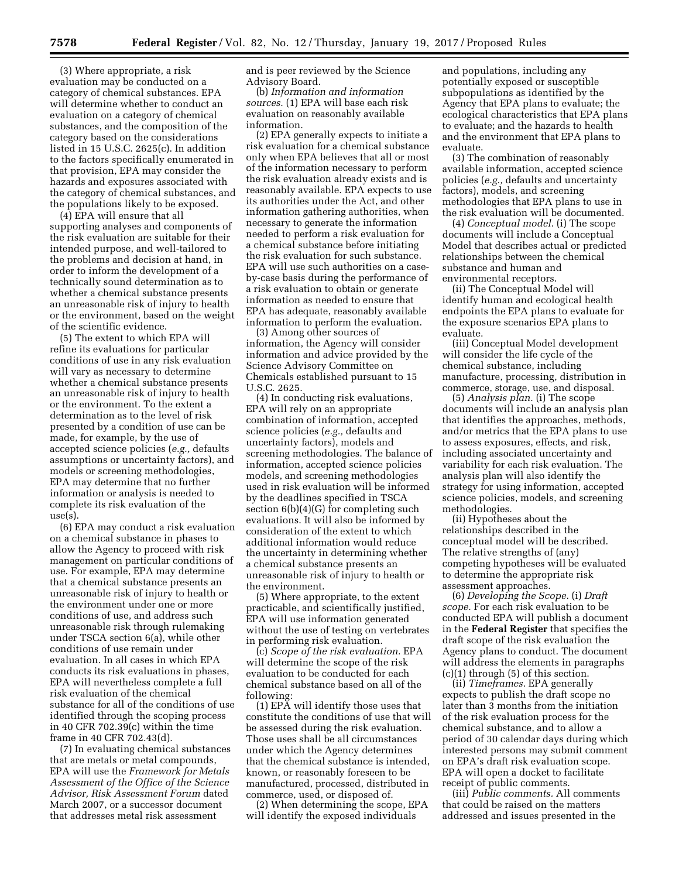(3) Where appropriate, a risk evaluation may be conducted on a category of chemical substances. EPA will determine whether to conduct an evaluation on a category of chemical substances, and the composition of the category based on the considerations listed in 15 U.S.C. 2625(c). In addition to the factors specifically enumerated in that provision, EPA may consider the hazards and exposures associated with the category of chemical substances, and the populations likely to be exposed.

(4) EPA will ensure that all supporting analyses and components of the risk evaluation are suitable for their intended purpose, and well-tailored to the problems and decision at hand, in order to inform the development of a technically sound determination as to whether a chemical substance presents an unreasonable risk of injury to health or the environment, based on the weight of the scientific evidence.

(5) The extent to which EPA will refine its evaluations for particular conditions of use in any risk evaluation will vary as necessary to determine whether a chemical substance presents an unreasonable risk of injury to health or the environment. To the extent a determination as to the level of risk presented by a condition of use can be made, for example, by the use of accepted science policies (*e.g.,* defaults assumptions or uncertainty factors), and models or screening methodologies, EPA may determine that no further information or analysis is needed to complete its risk evaluation of the use(s).

(6) EPA may conduct a risk evaluation on a chemical substance in phases to allow the Agency to proceed with risk management on particular conditions of use. For example, EPA may determine that a chemical substance presents an unreasonable risk of injury to health or the environment under one or more conditions of use, and address such unreasonable risk through rulemaking under TSCA section 6(a), while other conditions of use remain under evaluation. In all cases in which EPA conducts its risk evaluations in phases, EPA will nevertheless complete a full risk evaluation of the chemical substance for all of the conditions of use identified through the scoping process in 40 CFR 702.39(c) within the time frame in 40 CFR 702.43(d).

(7) In evaluating chemical substances that are metals or metal compounds, EPA will use the *Framework for Metals Assessment of the Office of the Science Advisor, Risk Assessment Forum* dated March 2007, or a successor document that addresses metal risk assessment and is peer reviewed by the Science Advisory Board.

(b) *Information and information sources.* (1) EPA will base each risk evaluation on reasonably available information.

(2) EPA generally expects to initiate a risk evaluation for a chemical substance only when EPA believes that all or most of the information necessary to perform the risk evaluation already exists and is reasonably available. EPA expects to use its authorities under the Act, and other information gathering authorities, when necessary to generate the information needed to perform a risk evaluation for a chemical substance before initiating the risk evaluation for such substance. EPA will use such authorities on a case-by-case basis during the performance of a risk evaluation to obtain or generate information as needed to ensure that EPA has adequate, reasonably available information to perform the evaluation.

(3) Among other sources of information, the Agency will consider information and advice provided by the Science Advisory Committee on Chemicals established pursuant to 15 U.S.C. 2625.

(4) In conducting risk evaluations, EPA will rely on an appropriate combination of information, accepted science policies (*e.g.,* defaults and uncertainty factors), models and screening methodologies. The balance of information, accepted science policies models, and screening methodologies used in risk evaluation will be informed by the deadlines specified in TSCA section 6(b)(4)(G) for completing such evaluations. It will also be informed by consideration of the extent to which additional information would reduce the uncertainty in determining whether a chemical substance presents an unreasonable risk of injury to health or the environment.

(5) Where appropriate, to the extent practicable, and scientifically justified, EPA will use information generated without the use of testing on vertebrates in performing risk evaluation.

(c) *Scope of the risk evaluation.* EPA will determine the scope of the risk evaluation to be conducted for each chemical substance based on all of the following:

(1) EPA will identify those uses that constitute the conditions of use that will be assessed during the risk evaluation. Those uses shall be all circumstances under which the Agency determines that the chemical substance is intended, known, or reasonably foreseen to be manufactured, processed, distributed in commerce, used, or disposed of.

(2) When determining the scope, EPA will identify the exposed individuals and populations, including any potentially exposed or susceptible subpopulations as identified by the Agency that EPA plans to evaluate; the ecological characteristics that EPA plans to evaluate; and the hazards to health and the environment that EPA plans to evaluate.

(3) The combination of reasonably available information, accepted science policies (*e.g.,* defaults and uncertainty factors), models, and screening methodologies that EPA plans to use in the risk evaluation will be documented.

(4) *Conceptual model.* (i) The scope documents will include a Conceptual Model that describes actual or predicted relationships between the chemical substance and human and environmental receptors.

(ii) The Conceptual Model will identify human and ecological health endpoints the EPA plans to evaluate for the exposure scenarios EPA plans to evaluate.

(iii) Conceptual Model development will consider the life cycle of the chemical substance, including manufacture, processing, distribution in commerce, storage, use, and disposal.

(5) *Analysis plan.* (i) The scope documents will include an analysis plan that identifies the approaches, methods, and/or metrics that the EPA plans to use to assess exposures, effects, and risk, including associated uncertainty and variability for each risk evaluation. The analysis plan will also identify the strategy for using information, accepted science policies, models, and screening methodologies.

(ii) Hypotheses about the relationships described in the conceptual model will be described. The relative strengths of (any) competing hypotheses will be evaluated to determine the appropriate risk assessment approaches.

(6) *Developing the Scope.* (i) *Draft scope.* For each risk evaluation to be conducted EPA will publish a document in the **Federal Register** that specifies the draft scope of the risk evaluation the Agency plans to conduct. The document will address the elements in paragraphs (c)(1) through (5) of this section.

(ii) *Timeframes.* EPA generally expects to publish the draft scope no later than 3 months from the initiation of the risk evaluation process for the chemical substance, and to allow a period of 30 calendar days during which interested persons may submit comment on EPA's draft risk evaluation scope. EPA will open a docket to facilitate receipt of public comments.

(iii) *Public comments.* All comments that could be raised on the matters addressed and issues presented in the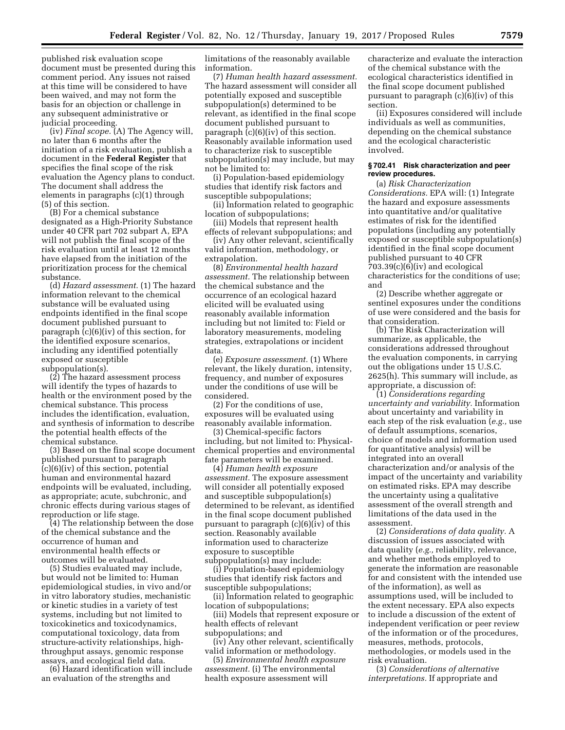published risk evaluation scope document must be presented during this comment period. Any issues not raised at this time will be considered to have been waived, and may not form the basis for an objection or challenge in any subsequent administrative or judicial proceeding.

(iv) *Final scope.* (A) The Agency will, no later than 6 months after the initiation of a risk evaluation, publish a document in the **Federal Register** that specifies the final scope of the risk evaluation the Agency plans to conduct. The document shall address the elements in paragraphs (c)(1) through (5) of this section.

(B) For a chemical substance designated as a High-Priority Substance under 40 CFR part 702 subpart A, EPA will not publish the final scope of the risk evaluation until at least 12 months have elapsed from the initiation of the prioritization process for the chemical substance.

(d) *Hazard assessment.* (1) The hazard information relevant to the chemical substance will be evaluated using endpoints identified in the final scope document published pursuant to paragraph (c)(6)(iv) of this section, for the identified exposure scenarios, including any identified potentially exposed or susceptible subpopulation(s).

(2) The hazard assessment process will identify the types of hazards to health or the environment posed by the chemical substance. This process includes the identification, evaluation, and synthesis of information to describe the potential health effects of the chemical substance.

(3) Based on the final scope document published pursuant to paragraph (c)(6)(iv) of this section, potential human and environmental hazard endpoints will be evaluated, including, as appropriate; acute, subchronic, and chronic effects during various stages of reproduction or life stage.

(4) The relationship between the dose of the chemical substance and the occurrence of human and environmental health effects or outcomes will be evaluated.

(5) Studies evaluated may include, but would not be limited to: Human epidemiological studies, in vivo and/or in vitro laboratory studies, mechanistic or kinetic studies in a variety of test systems, including but not limited to toxicokinetics and toxicodynamics, computational toxicology, data from structure-activity relationships, high-throughput assays, genomic response assays, and ecological field data.

(6) Hazard identification will include an evaluation of the strengths and limitations of the reasonably available information.

(7) *Human health hazard assessment.* The hazard assessment will consider all potentially exposed and susceptible subpopulation(s) determined to be relevant, as identified in the final scope document published pursuant to paragraph (c)(6)(iv) of this section. Reasonably available information used to characterize risk to susceptible subpopulation(s) may include, but may not be limited to:

(i) Population-based epidemiology studies that identify risk factors and susceptible subpopulations;

(ii) Information related to geographic location of subpopulations;

(iii) Models that represent health effects of relevant subpopulations; and

(iv) Any other relevant, scientifically valid information, methodology, or extrapolation.

(8) *Environmental health hazard assessment.* The relationship between the chemical substance and the occurrence of an ecological hazard elicited will be evaluated using reasonably available information including but not limited to: Field or laboratory measurements, modeling strategies, extrapolations or incident data.

(e) *Exposure assessment.* (1) Where relevant, the likely duration, intensity, frequency, and number of exposures under the conditions of use will be considered.

(2) For the conditions of use, exposures will be evaluated using reasonably available information.

(3) Chemical-specific factors including, but not limited to: Physical-chemical properties and environmental fate parameters will be examined.

(4) *Human health exposure assessment.* The exposure assessment will consider all potentially exposed and susceptible subpopulation(s) determined to be relevant, as identified in the final scope document published pursuant to paragraph (c)(6)(iv) of this section. Reasonably available information used to characterize exposure to susceptible subpopulation(s) may include:

(i) Population-based epidemiology studies that identify risk factors and susceptible subpopulations;

(ii) Information related to geographic location of subpopulations;

(iii) Models that represent exposure or health effects of relevant subpopulations; and

(iv) Any other relevant, scientifically valid information or methodology.

(5) *Environmental health exposure assessment.* (i) The environmental health exposure assessment will characterize and evaluate the interaction of the chemical substance with the ecological characteristics identified in the final scope document published pursuant to paragraph (c)(6)(iv) of this section.

(ii) Exposures considered will include individuals as well as communities, depending on the chemical substance and the ecological characteristic involved.

#### § 702.41 Risk characterization and peer review procedures.

(a) *Risk Characterization Considerations.* EPA will: (1) Integrate the hazard and exposure assessments into quantitative and/or qualitative estimates of risk for the identified populations (including any potentially exposed or susceptible subpopulation(s) identified in the final scope document published pursuant to 40 CFR 703.39(c)(6)(iv) and ecological characteristics for the conditions of use; and

(2) Describe whether aggregate or sentinel exposures under the conditions of use were considered and the basis for that consideration.

(b) The Risk Characterization will summarize, as applicable, the considerations addressed throughout the evaluation components, in carrying out the obligations under 15 U.S.C. 2625(h). This summary will include, as appropriate, a discussion of:

(1) *Considerations regarding uncertainty and variability.* Information about uncertainty and variability in each step of the risk evaluation (*e.g.,* use of default assumptions, scenarios, choice of models and information used for quantitative analysis) will be integrated into an overall characterization and/or analysis of the impact of the uncertainty and variability on estimated risks. EPA may describe the uncertainty using a qualitative assessment of the overall strength and limitations of the data used in the assessment.

(2) *Considerations of data quality.* A discussion of issues associated with data quality (*e.g.,* reliability, relevance, and whether methods employed to generate the information are reasonable for and consistent with the intended use of the information), as well as assumptions used, will be included to the extent necessary. EPA also expects to include a discussion of the extent of independent verification or peer review of the information or of the procedures, measures, methods, protocols, methodologies, or models used in the risk evaluation.

(3) *Considerations of alternative interpretations.* If appropriate and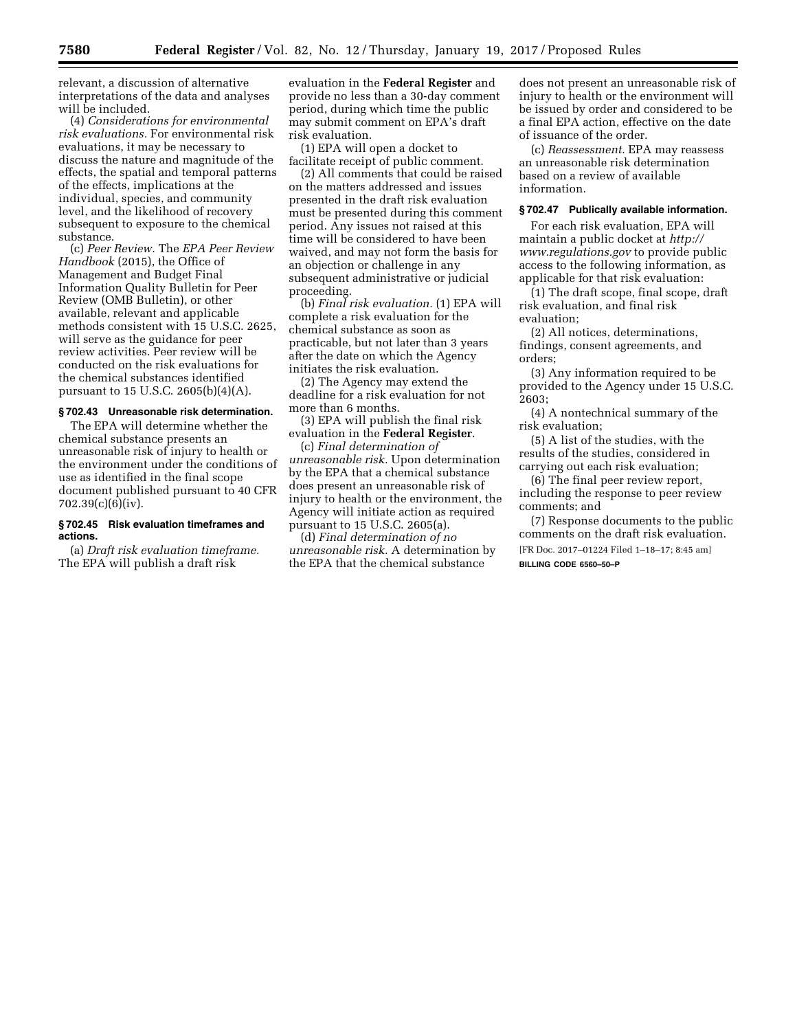relevant, a discussion of alternative interpretations of the data and analyses will be included.

(4) *Considerations for environmental risk evaluations.* For environmental risk evaluations, it may be necessary to discuss the nature and magnitude of the effects, the spatial and temporal patterns of the effects, implications at the individual, species, and community level, and the likelihood of recovery subsequent to exposure to the chemical substance.

(c) *Peer Review.* The *EPA Peer Review Handbook* (2015), the Office of Management and Budget Final Information Quality Bulletin for Peer Review (OMB Bulletin), or other available, relevant and applicable methods consistent with 15 U.S.C. 2625, will serve as the guidance for peer review activities. Peer review will be conducted on the risk evaluations for the chemical substances identified pursuant to 15 U.S.C. 2605(b)(4)(A).

#### § 702.43 Unreasonable risk determination.

The EPA will determine whether the chemical substance presents an unreasonable risk of injury to health or the environment under the conditions of use as identified in the final scope document published pursuant to 40 CFR 702.39(c)(6)(iv).

#### § 702.45 Risk evaluation timeframes and actions.

(a) *Draft risk evaluation timeframe.* The EPA will publish a draft risk evaluation in the **Federal Register** and provide no less than a 30-day comment period, during which time the public may submit comment on EPA's draft risk evaluation.

(1) EPA will open a docket to facilitate receipt of public comment.

(2) All comments that could be raised on the matters addressed and issues presented in the draft risk evaluation must be presented during this comment period. Any issues not raised at this time will be considered to have been waived, and may not form the basis for an objection or challenge in any subsequent administrative or judicial proceeding.

(b) *Final risk evaluation.* (1) EPA will complete a risk evaluation for the chemical substance as soon as practicable, but not later than 3 years after the date on which the Agency initiates the risk evaluation.

(2) The Agency may extend the deadline for a risk evaluation for not more than 6 months.

(3) EPA will publish the final risk evaluation in the **Federal Register**.

(c) *Final determination of unreasonable risk.* Upon determination by the EPA that a chemical substance does present an unreasonable risk of injury to health or the environment, the Agency will initiate action as required pursuant to 15 U.S.C. 2605(a).

(d) *Final determination of no unreasonable risk.* A determination by the EPA that the chemical substance does not present an unreasonable risk of injury to health or the environment will be issued by order and considered to be a final EPA action, effective on the date of issuance of the order.

(c) *Reassessment.* EPA may reassess an unreasonable risk determination based on a review of available information.

#### § 702.47 Publically available information.

For each risk evaluation, EPA will maintain a public docket at *http://www.regulations.gov* to provide public access to the following information, as applicable for that risk evaluation:

(1) The draft scope, final scope, draft risk evaluation, and final risk evaluation;

(2) All notices, determinations, findings, consent agreements, and orders;

(3) Any information required to be provided to the Agency under 15 U.S.C. 2603;

(4) A nontechnical summary of the risk evaluation;

(5) A list of the studies, with the results of the studies, considered in carrying out each risk evaluation;

(6) The final peer review report, including the response to peer review comments; and

(7) Response documents to the public comments on the draft risk evaluation.

[FR Doc. 2017–01224 Filed 1–18–17; 8:45 am]

**BILLING CODE 6560–50–P**